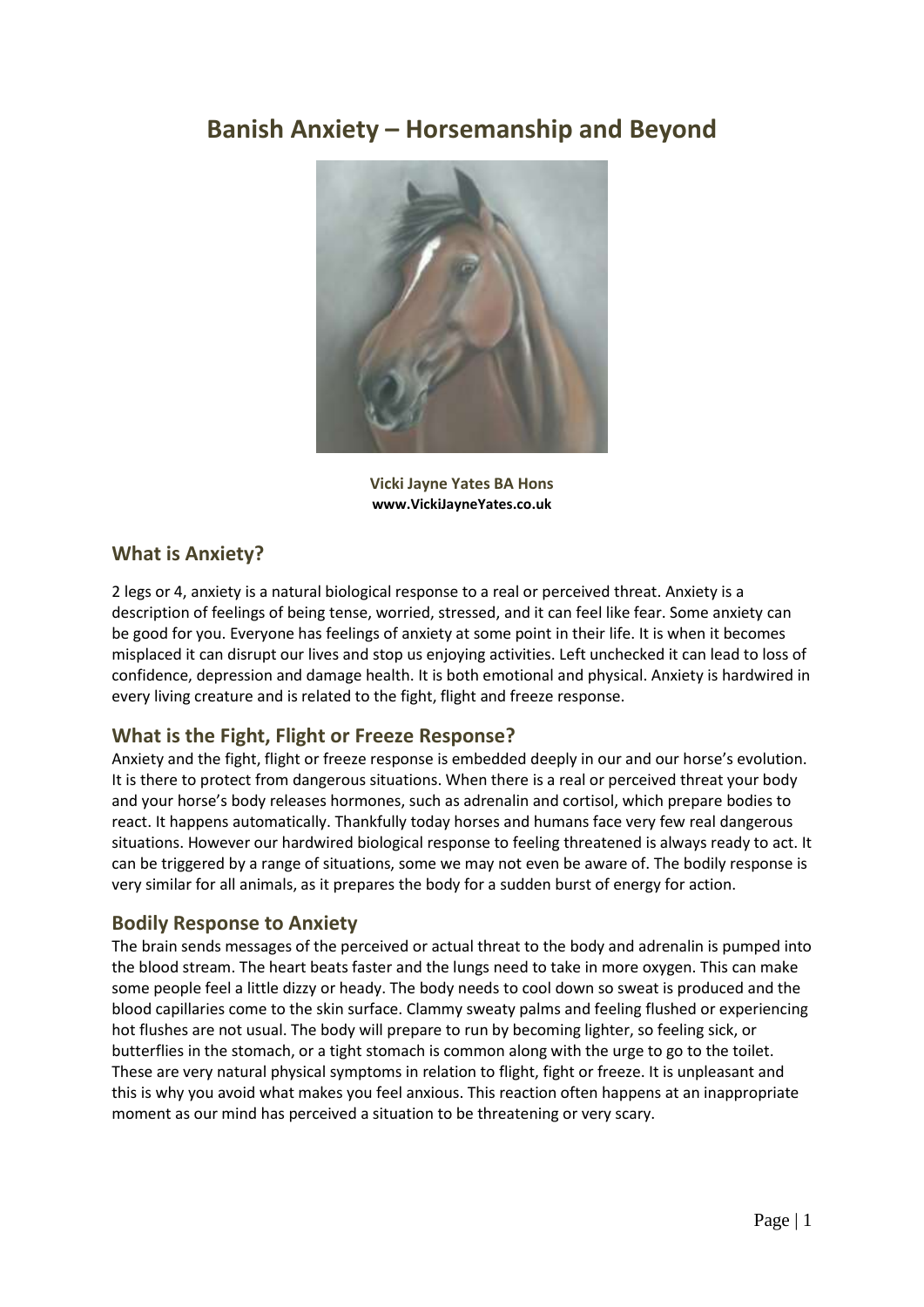# Banish Anxiety – Horsemanship and Beyond

**Vicki Jayne Yates BA Hons**
**www.VickiJayneYates.co.uk**

## What is Anxiety?

2 legs or 4, anxiety is a natural biological response to a real or perceived threat. Anxiety is a description of feelings of being tense, worried, stressed, and it can feel like fear. Some anxiety can be good for you. Everyone has feelings of anxiety at some point in their life. It is when it becomes misplaced it can disrupt our lives and stop us enjoying activities. Left unchecked it can lead to loss of confidence, depression and damage health. It is both emotional and physical. Anxiety is hardwired in every living creature and is related to the fight, flight and freeze response.

## What is the Fight, Flight or Freeze Response?

Anxiety and the fight, flight or freeze response is embedded deeply in our and our horse's evolution. It is there to protect from dangerous situations. When there is a real or perceived threat your body and your horse's body releases hormones, such as adrenalin and cortisol, which prepare bodies to react. It happens automatically. Thankfully today horses and humans face very few real dangerous situations. However our hardwired biological response to feeling threatened is always ready to act. It can be triggered by a range of situations, some we may not even be aware of. The bodily response is very similar for all animals, as it prepares the body for a sudden burst of energy for action.

## Bodily Response to Anxiety

The brain sends messages of the perceived or actual threat to the body and adrenalin is pumped into the blood stream. The heart beats faster and the lungs need to take in more oxygen. This can make some people feel a little dizzy or heady. The body needs to cool down so sweat is produced and the blood capillaries come to the skin surface. Clammy sweaty palms and feeling flushed or experiencing hot flushes are not usual. The body will prepare to run by becoming lighter, so feeling sick, or butterflies in the stomach, or a tight stomach is common along with the urge to go to the toilet. These are very natural physical symptoms in relation to flight, fight or freeze. It is unpleasant and this is why you avoid what makes you feel anxious. This reaction often happens at an inappropriate moment as our mind has perceived a situation to be threatening or very scary.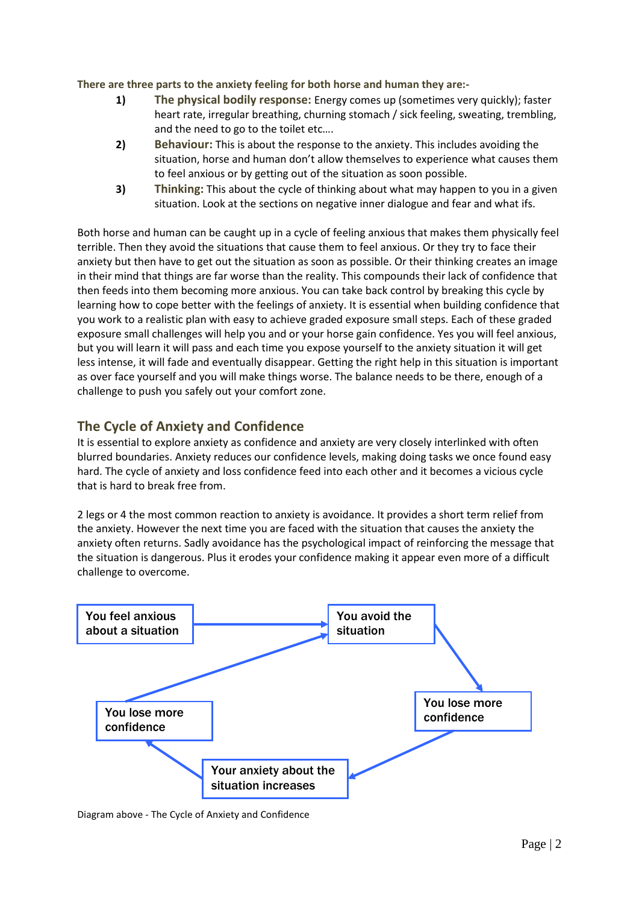**There are three parts to the anxiety feeling for both horse and human they are:-**

1) **The physical bodily response:** Energy comes up (sometimes very quickly); faster heart rate, irregular breathing, churning stomach / sick feeling, sweating, trembling, and the need to go to the toilet etc….
2) **Behaviour:** This is about the response to the anxiety. This includes avoiding the situation, horse and human don't allow themselves to experience what causes them to feel anxious or by getting out of the situation as soon as possible.
3) **Thinking:** This about the cycle of thinking about what may happen to you in a given situation. Look at the sections on negative inner dialogue and fear and what ifs.

Both horse and human can be caught up in a cycle of feeling anxious that makes them physically feel terrible. Then they avoid the situations that cause them to feel anxious. Or they try to face their anxiety but then have to get out the situation as soon as possible. Or their thinking creates an image in their mind that things are far worse than the reality. This compounds their lack of confidence that then feeds into them becoming more anxious. You can take back control by breaking this cycle by learning how to cope better with the feelings of anxiety. It is essential when building confidence that you work to a realistic plan with easy to achieve graded exposure small steps. Each of these graded exposure small challenges will help you and or your horse gain confidence. Yes you will feel anxious, but you will learn it will pass and each time you expose yourself to the anxiety situation it will get less intense, it will fade and eventually disappear. Getting the right help in this situation is important as over face yourself and you will make things worse. The balance needs to be there, enough of a challenge to push you safely out your comfort zone.

## The Cycle of Anxiety and Confidence

It is essential to explore anxiety as confidence and anxiety are very closely interlinked with often blurred boundaries. Anxiety reduces our confidence levels, making doing tasks we once found easy hard. The cycle of anxiety and loss confidence feed into each other and it becomes a vicious cycle that is hard to break free from.

2 legs or 4 the most common reaction to anxiety is avoidance. It provides a short term relief from the anxiety. However the next time you are faced with the situation that causes the anxiety the anxiety often returns. Sadly avoidance has the psychological impact of reinforcing the message that the situation is dangerous. Plus it erodes your confidence making it appear even more of a difficult challenge to overcome.

You feel anxious about a situation → You avoid the situation → You lose more confidence → Your anxiety about the situation increases → You lose more confidence → You avoid the situation

Diagram above - The Cycle of Anxiety and Confidence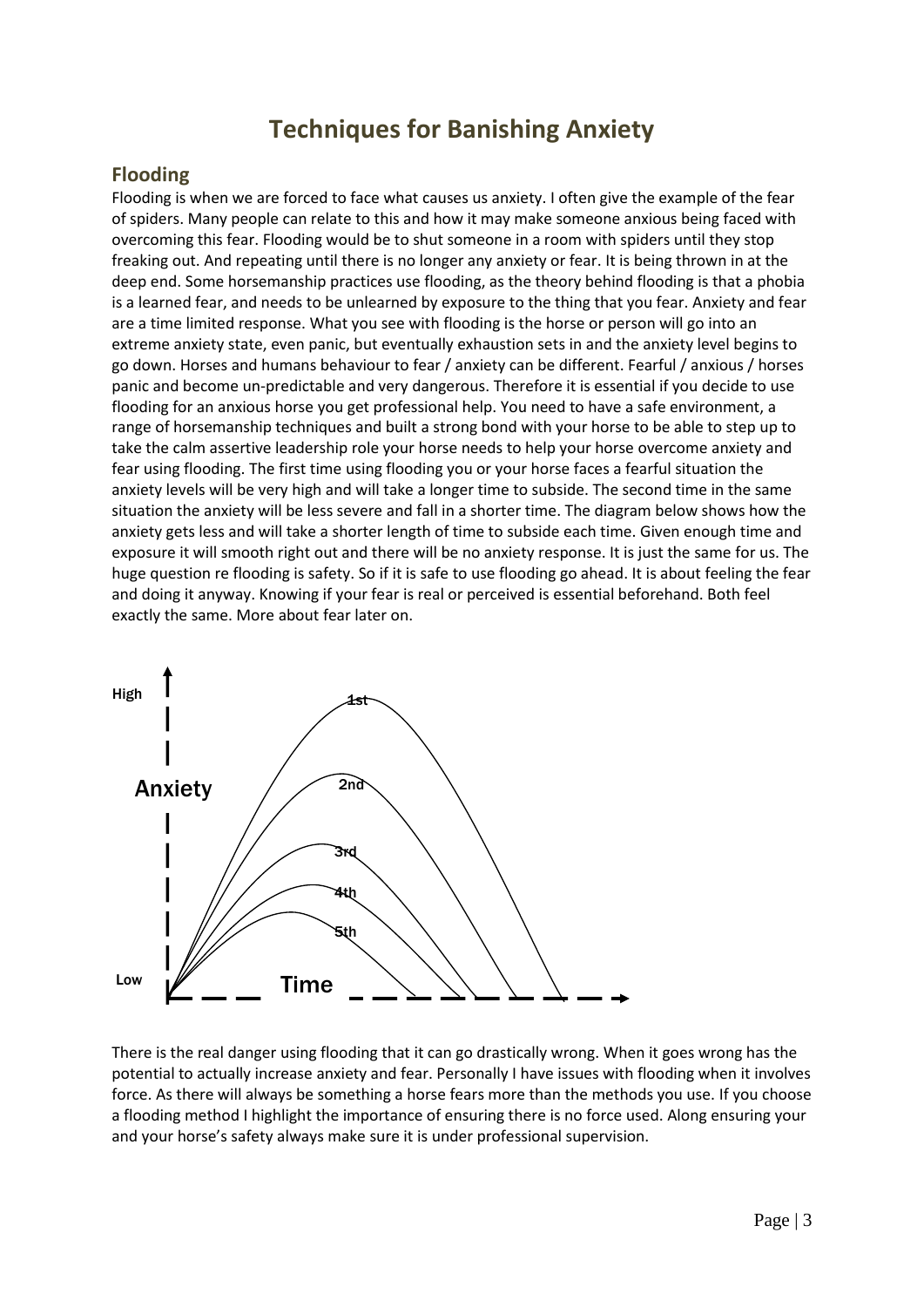# Techniques for Banishing Anxiety

## Flooding

Flooding is when we are forced to face what causes us anxiety. I often give the example of the fear of spiders. Many people can relate to this and how it may make someone anxious being faced with overcoming this fear. Flooding would be to shut someone in a room with spiders until they stop freaking out. And repeating until there is no longer any anxiety or fear. It is being thrown in at the deep end. Some horsemanship practices use flooding, as the theory behind flooding is that a phobia is a learned fear, and needs to be unlearned by exposure to the thing that you fear. Anxiety and fear are a time limited response. What you see with flooding is the horse or person will go into an extreme anxiety state, even panic, but eventually exhaustion sets in and the anxiety level begins to go down. Horses and humans behaviour to fear / anxiety can be different. Fearful / anxious / horses panic and become un-predictable and very dangerous. Therefore it is essential if you decide to use flooding for an anxious horse you get professional help. You need to have a safe environment, a range of horsemanship techniques and built a strong bond with your horse to be able to step up to take the calm assertive leadership role your horse needs to help your horse overcome anxiety and fear using flooding. The first time using flooding you or your horse faces a fearful situation the anxiety levels will be very high and will take a longer time to subside. The second time in the same situation the anxiety will be less severe and fall in a shorter time. The diagram below shows how the anxiety gets less and will take a shorter length of time to subside each time. Given enough time and exposure it will smooth right out and there will be no anxiety response. It is just the same for us. The huge question re flooding is safety. So if it is safe to use flooding go ahead. It is about feeling the fear and doing it anyway. Knowing if your fear is real or perceived is essential beforehand. Both feel exactly the same. More about fear later on.

High

Anxiety

Low

Time

1st, 2nd, 3rd, 4th, 5th

There is the real danger using flooding that it can go drastically wrong. When it goes wrong has the potential to actually increase anxiety and fear. Personally I have issues with flooding when it involves force. As there will always be something a horse fears more than the methods you use. If you choose a flooding method I highlight the importance of ensuring there is no force used. Along ensuring your and your horse's safety always make sure it is under professional supervision.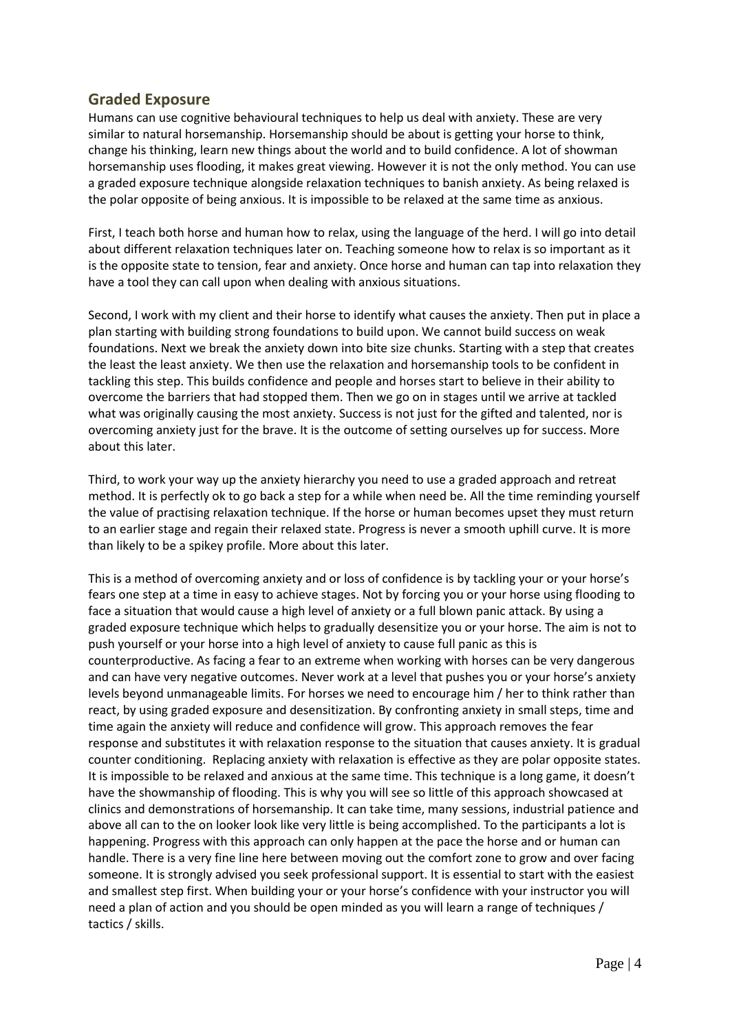## Graded Exposure

Humans can use cognitive behavioural techniques to help us deal with anxiety. These are very similar to natural horsemanship. Horsemanship should be about is getting your horse to think, change his thinking, learn new things about the world and to build confidence. A lot of showman horsemanship uses flooding, it makes great viewing. However it is not the only method. You can use a graded exposure technique alongside relaxation techniques to banish anxiety. As being relaxed is the polar opposite of being anxious. It is impossible to be relaxed at the same time as anxious.

First, I teach both horse and human how to relax, using the language of the herd. I will go into detail about different relaxation techniques later on. Teaching someone how to relax is so important as it is the opposite state to tension, fear and anxiety. Once horse and human can tap into relaxation they have a tool they can call upon when dealing with anxious situations.

Second, I work with my client and their horse to identify what causes the anxiety. Then put in place a plan starting with building strong foundations to build upon. We cannot build success on weak foundations. Next we break the anxiety down into bite size chunks. Starting with a step that creates the least the least anxiety. We then use the relaxation and horsemanship tools to be confident in tackling this step. This builds confidence and people and horses start to believe in their ability to overcome the barriers that had stopped them. Then we go on in stages until we arrive at tackled what was originally causing the most anxiety. Success is not just for the gifted and talented, nor is overcoming anxiety just for the brave. It is the outcome of setting ourselves up for success. More about this later.

Third, to work your way up the anxiety hierarchy you need to use a graded approach and retreat method. It is perfectly ok to go back a step for a while when need be. All the time reminding yourself the value of practising relaxation technique. If the horse or human becomes upset they must return to an earlier stage and regain their relaxed state. Progress is never a smooth uphill curve. It is more than likely to be a spikey profile. More about this later.

This is a method of overcoming anxiety and or loss of confidence is by tackling your or your horse's fears one step at a time in easy to achieve stages. Not by forcing you or your horse using flooding to face a situation that would cause a high level of anxiety or a full blown panic attack. By using a graded exposure technique which helps to gradually desensitize you or your horse. The aim is not to push yourself or your horse into a high level of anxiety to cause full panic as this is counterproductive. As facing a fear to an extreme when working with horses can be very dangerous and can have very negative outcomes. Never work at a level that pushes you or your horse's anxiety levels beyond unmanageable limits. For horses we need to encourage him / her to think rather than react, by using graded exposure and desensitization. By confronting anxiety in small steps, time and time again the anxiety will reduce and confidence will grow. This approach removes the fear response and substitutes it with relaxation response to the situation that causes anxiety. It is gradual counter conditioning. Replacing anxiety with relaxation is effective as they are polar opposite states. It is impossible to be relaxed and anxious at the same time. This technique is a long game, it doesn't have the showmanship of flooding. This is why you will see so little of this approach showcased at clinics and demonstrations of horsemanship. It can take time, many sessions, industrial patience and above all can to the on looker look like very little is being accomplished. To the participants a lot is happening. Progress with this approach can only happen at the pace the horse and or human can handle. There is a very fine line here between moving out the comfort zone to grow and over facing someone. It is strongly advised you seek professional support. It is essential to start with the easiest and smallest step first. When building your or your horse's confidence with your instructor you will need a plan of action and you should be open minded as you will learn a range of techniques / tactics / skills.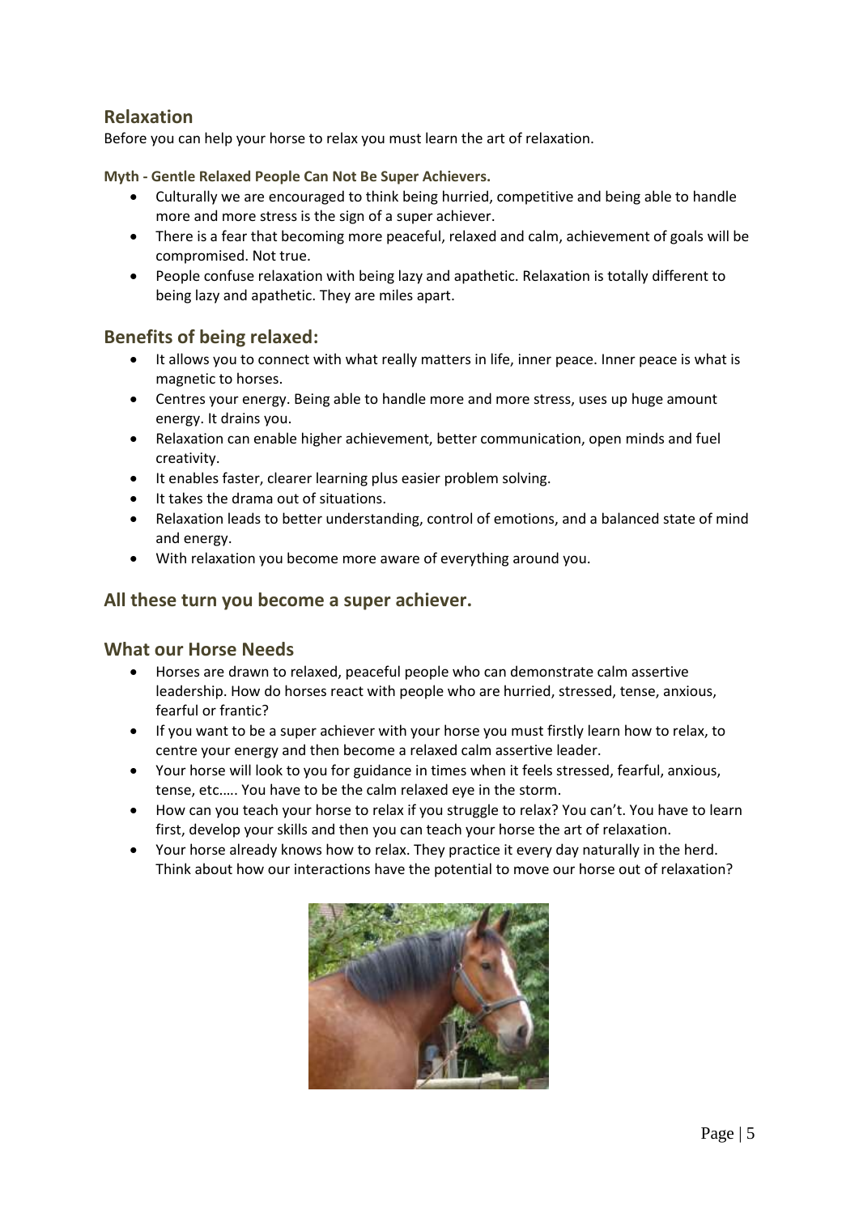## Relaxation

Before you can help your horse to relax you must learn the art of relaxation.

**Myth - Gentle Relaxed People Can Not Be Super Achievers.**

- Culturally we are encouraged to think being hurried, competitive and being able to handle more and more stress is the sign of a super achiever.
- There is a fear that becoming more peaceful, relaxed and calm, achievement of goals will be compromised. Not true.
- People confuse relaxation with being lazy and apathetic. Relaxation is totally different to being lazy and apathetic. They are miles apart.

## Benefits of being relaxed:

- It allows you to connect with what really matters in life, inner peace. Inner peace is what is magnetic to horses.
- Centres your energy. Being able to handle more and more stress, uses up huge amount energy. It drains you.
- Relaxation can enable higher achievement, better communication, open minds and fuel creativity.
- It enables faster, clearer learning plus easier problem solving.
- It takes the drama out of situations.
- Relaxation leads to better understanding, control of emotions, and a balanced state of mind and energy.
- With relaxation you become more aware of everything around you.

## All these turn you become a super achiever.

## What our Horse Needs

- Horses are drawn to relaxed, peaceful people who can demonstrate calm assertive leadership. How do horses react with people who are hurried, stressed, tense, anxious, fearful or frantic?
- If you want to be a super achiever with your horse you must firstly learn how to relax, to centre your energy and then become a relaxed calm assertive leader.
- Your horse will look to you for guidance in times when it feels stressed, fearful, anxious, tense, etc.…. You have to be the calm relaxed eye in the storm.
- How can you teach your horse to relax if you struggle to relax? You can't. You have to learn first, develop your skills and then you can teach your horse the art of relaxation.
- Your horse already knows how to relax. They practice it every day naturally in the herd. Think about how our interactions have the potential to move our horse out of relaxation?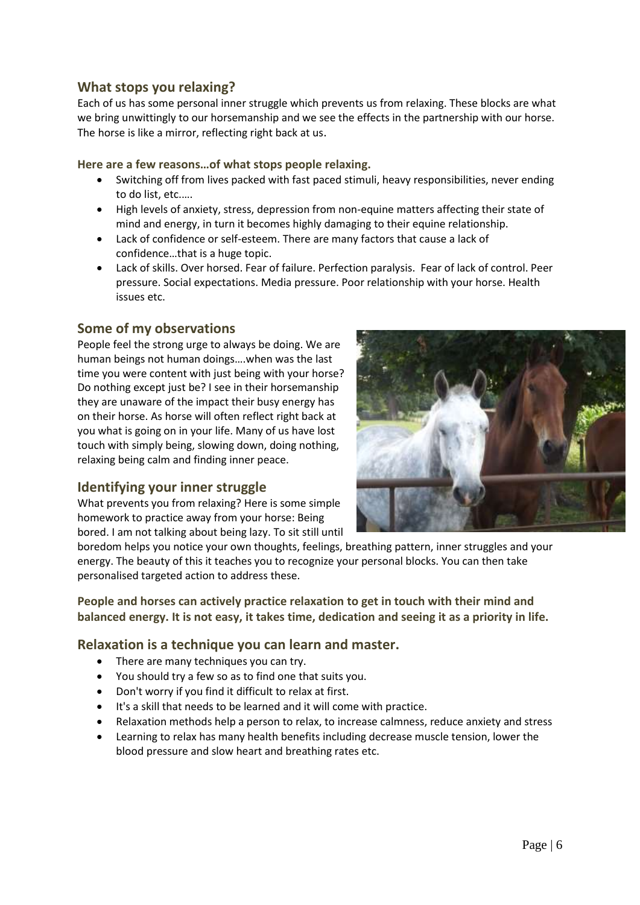## What stops you relaxing?

Each of us has some personal inner struggle which prevents us from relaxing. These blocks are what we bring unwittingly to our horsemanship and we see the effects in the partnership with our horse. The horse is like a mirror, reflecting right back at us.

**Here are a few reasons…of what stops people relaxing.**

- Switching off from lives packed with fast paced stimuli, heavy responsibilities, never ending to do list, etc.….
- High levels of anxiety, stress, depression from non-equine matters affecting their state of mind and energy, in turn it becomes highly damaging to their equine relationship.
- Lack of confidence or self-esteem. There are many factors that cause a lack of confidence…that is a huge topic.
- Lack of skills. Over horsed. Fear of failure. Perfection paralysis. Fear of lack of control. Peer pressure. Social expectations. Media pressure. Poor relationship with your horse. Health issues etc.

## Some of my observations

People feel the strong urge to always be doing. We are human beings not human doings….when was the last time you were content with just being with your horse? Do nothing except just be? I see in their horsemanship they are unaware of the impact their busy energy has on their horse. As horse will often reflect right back at you what is going on in your life. Many of us have lost touch with simply being, slowing down, doing nothing, relaxing being calm and finding inner peace.

## Identifying your inner struggle

What prevents you from relaxing? Here is some simple homework to practice away from your horse: Being bored. I am not talking about being lazy. To sit still until boredom helps you notice your own thoughts, feelings, breathing pattern, inner struggles and your energy. The beauty of this it teaches you to recognize your personal blocks. You can then take personalised targeted action to address these.

**People and horses can actively practice relaxation to get in touch with their mind and balanced energy. It is not easy, it takes time, dedication and seeing it as a priority in life.**

## Relaxation is a technique you can learn and master.

- There are many techniques you can try.
- You should try a few so as to find one that suits you.
- Don't worry if you find it difficult to relax at first.
- It's a skill that needs to be learned and it will come with practice.
- Relaxation methods help a person to relax, to increase calmness, reduce anxiety and stress
- Learning to relax has many health benefits including decrease muscle tension, lower the blood pressure and slow heart and breathing rates etc.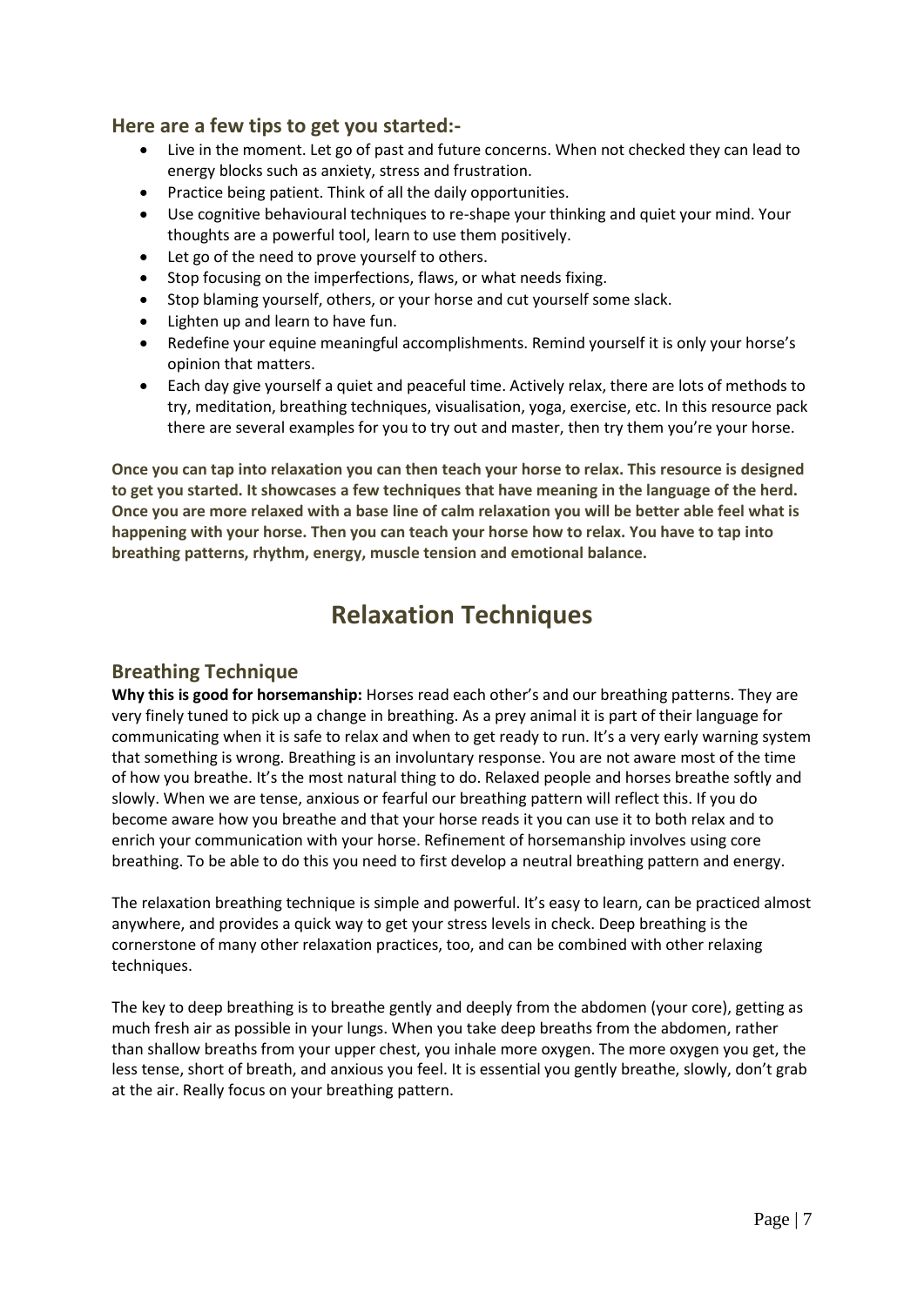### Here are a few tips to get you started:-

- Live in the moment. Let go of past and future concerns. When not checked they can lead to energy blocks such as anxiety, stress and frustration.
- Practice being patient. Think of all the daily opportunities.
- Use cognitive behavioural techniques to re-shape your thinking and quiet your mind. Your thoughts are a powerful tool, learn to use them positively.
- Let go of the need to prove yourself to others.
- Stop focusing on the imperfections, flaws, or what needs fixing.
- Stop blaming yourself, others, or your horse and cut yourself some slack.
- Lighten up and learn to have fun.
- Redefine your equine meaningful accomplishments. Remind yourself it is only your horse's opinion that matters.
- Each day give yourself a quiet and peaceful time. Actively relax, there are lots of methods to try, meditation, breathing techniques, visualisation, yoga, exercise, etc. In this resource pack there are several examples for you to try out and master, then try them you're your horse.

**Once you can tap into relaxation you can then teach your horse to relax. This resource is designed to get you started. It showcases a few techniques that have meaning in the language of the herd. Once you are more relaxed with a base line of calm relaxation you will be better able feel what is happening with your horse. Then you can teach your horse how to relax. You have to tap into breathing patterns, rhythm, energy, muscle tension and emotional balance.**

# Relaxation Techniques

## Breathing Technique

**Why this is good for horsemanship:** Horses read each other's and our breathing patterns. They are very finely tuned to pick up a change in breathing. As a prey animal it is part of their language for communicating when it is safe to relax and when to get ready to run. It's a very early warning system that something is wrong. Breathing is an involuntary response. You are not aware most of the time of how you breathe. It's the most natural thing to do. Relaxed people and horses breathe softly and slowly. When we are tense, anxious or fearful our breathing pattern will reflect this. If you do become aware how you breathe and that your horse reads it you can use it to both relax and to enrich your communication with your horse. Refinement of horsemanship involves using core breathing. To be able to do this you need to first develop a neutral breathing pattern and energy.

The relaxation breathing technique is simple and powerful. It's easy to learn, can be practiced almost anywhere, and provides a quick way to get your stress levels in check. Deep breathing is the cornerstone of many other relaxation practices, too, and can be combined with other relaxing techniques.

The key to deep breathing is to breathe gently and deeply from the abdomen (your core), getting as much fresh air as possible in your lungs. When you take deep breaths from the abdomen, rather than shallow breaths from your upper chest, you inhale more oxygen. The more oxygen you get, the less tense, short of breath, and anxious you feel. It is essential you gently breathe, slowly, don't grab at the air. Really focus on your breathing pattern.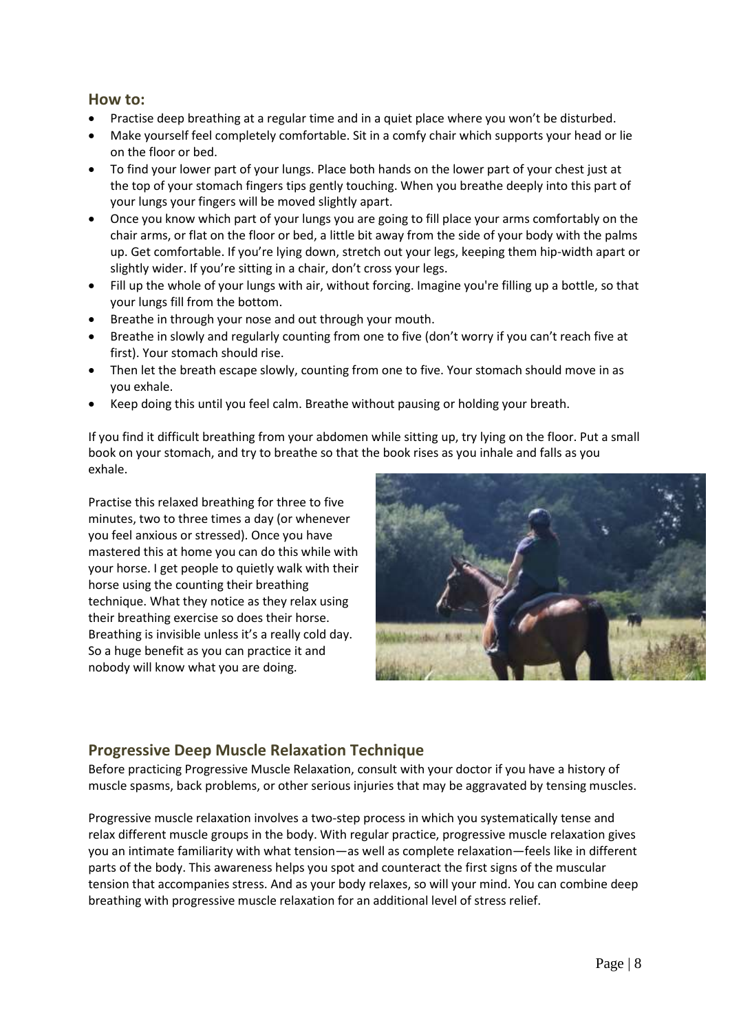### How to:

- Practise deep breathing at a regular time and in a quiet place where you won't be disturbed.
- Make yourself feel completely comfortable. Sit in a comfy chair which supports your head or lie on the floor or bed.
- To find your lower part of your lungs. Place both hands on the lower part of your chest just at the top of your stomach fingers tips gently touching. When you breathe deeply into this part of your lungs your fingers will be moved slightly apart.
- Once you know which part of your lungs you are going to fill place your arms comfortably on the chair arms, or flat on the floor or bed, a little bit away from the side of your body with the palms up. Get comfortable. If you're lying down, stretch out your legs, keeping them hip-width apart or slightly wider. If you're sitting in a chair, don't cross your legs.
- Fill up the whole of your lungs with air, without forcing. Imagine you're filling up a bottle, so that your lungs fill from the bottom.
- Breathe in through your nose and out through your mouth.
- Breathe in slowly and regularly counting from one to five (don't worry if you can't reach five at first). Your stomach should rise.
- Then let the breath escape slowly, counting from one to five. Your stomach should move in as you exhale.
- Keep doing this until you feel calm. Breathe without pausing or holding your breath.

If you find it difficult breathing from your abdomen while sitting up, try lying on the floor. Put a small book on your stomach, and try to breathe so that the book rises as you inhale and falls as you exhale.

Practise this relaxed breathing for three to five minutes, two to three times a day (or whenever you feel anxious or stressed). Once you have mastered this at home you can do this while with your horse. I get people to quietly walk with their horse using the counting their breathing technique. What they notice as they relax using their breathing exercise so does their horse. Breathing is invisible unless it's a really cold day. So a huge benefit as you can practice it and nobody will know what you are doing.

## Progressive Deep Muscle Relaxation Technique

Before practicing Progressive Muscle Relaxation, consult with your doctor if you have a history of muscle spasms, back problems, or other serious injuries that may be aggravated by tensing muscles.

Progressive muscle relaxation involves a two-step process in which you systematically tense and relax different muscle groups in the body. With regular practice, progressive muscle relaxation gives you an intimate familiarity with what tension—as well as complete relaxation—feels like in different parts of the body. This awareness helps you spot and counteract the first signs of the muscular tension that accompanies stress. And as your body relaxes, so will your mind. You can combine deep breathing with progressive muscle relaxation for an additional level of stress relief.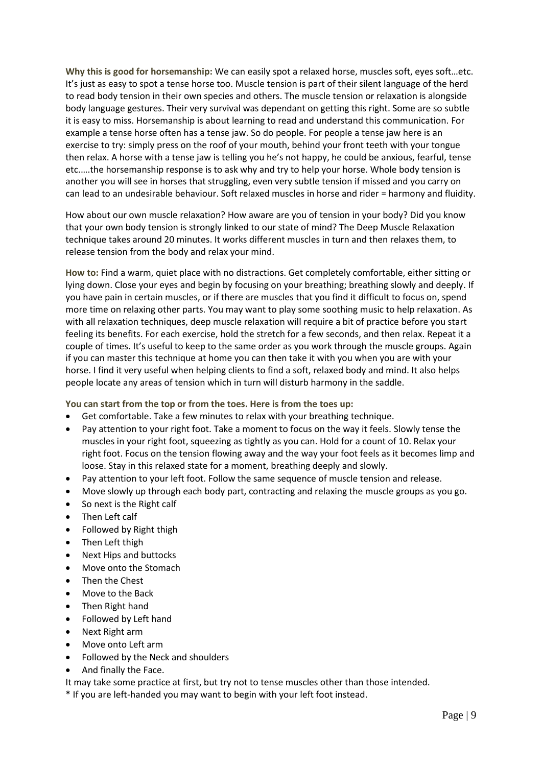**Why this is good for horsemanship:** We can easily spot a relaxed horse, muscles soft, eyes soft…etc. It's just as easy to spot a tense horse too. Muscle tension is part of their silent language of the herd to read body tension in their own species and others. The muscle tension or relaxation is alongside body language gestures. Their very survival was dependant on getting this right. Some are so subtle it is easy to miss. Horsemanship is about learning to read and understand this communication. For example a tense horse often has a tense jaw. So do people. For people a tense jaw here is an exercise to try: simply press on the roof of your mouth, behind your front teeth with your tongue then relax. A horse with a tense jaw is telling you he's not happy, he could be anxious, fearful, tense etc.….the horsemanship response is to ask why and try to help your horse. Whole body tension is another you will see in horses that struggling, even very subtle tension if missed and you carry on can lead to an undesirable behaviour. Soft relaxed muscles in horse and rider = harmony and fluidity.

How about our own muscle relaxation? How aware are you of tension in your body? Did you know that your own body tension is strongly linked to our state of mind? The Deep Muscle Relaxation technique takes around 20 minutes. It works different muscles in turn and then relaxes them, to release tension from the body and relax your mind.

**How to:** Find a warm, quiet place with no distractions. Get completely comfortable, either sitting or lying down. Close your eyes and begin by focusing on your breathing; breathing slowly and deeply. If you have pain in certain muscles, or if there are muscles that you find it difficult to focus on, spend more time on relaxing other parts. You may want to play some soothing music to help relaxation. As with all relaxation techniques, deep muscle relaxation will require a bit of practice before you start feeling its benefits. For each exercise, hold the stretch for a few seconds, and then relax. Repeat it a couple of times. It's useful to keep to the same order as you work through the muscle groups. Again if you can master this technique at home you can then take it with you when you are with your horse. I find it very useful when helping clients to find a soft, relaxed body and mind. It also helps people locate any areas of tension which in turn will disturb harmony in the saddle.

**You can start from the top or from the toes. Here is from the toes up:**

- Get comfortable. Take a few minutes to relax with your breathing technique.
- Pay attention to your right foot. Take a moment to focus on the way it feels. Slowly tense the muscles in your right foot, squeezing as tightly as you can. Hold for a count of 10. Relax your right foot. Focus on the tension flowing away and the way your foot feels as it becomes limp and loose. Stay in this relaxed state for a moment, breathing deeply and slowly.
- Pay attention to your left foot. Follow the same sequence of muscle tension and release.
- Move slowly up through each body part, contracting and relaxing the muscle groups as you go.
- So next is the Right calf
- Then Left calf
- Followed by Right thigh
- Then Left thigh
- Next Hips and buttocks
- Move onto the Stomach
- Then the Chest
- Move to the Back
- Then Right hand
- Followed by Left hand
- Next Right arm
- Move onto Left arm
- Followed by the Neck and shoulders
- And finally the Face.

It may take some practice at first, but try not to tense muscles other than those intended.

* If you are left-handed you may want to begin with your left foot instead.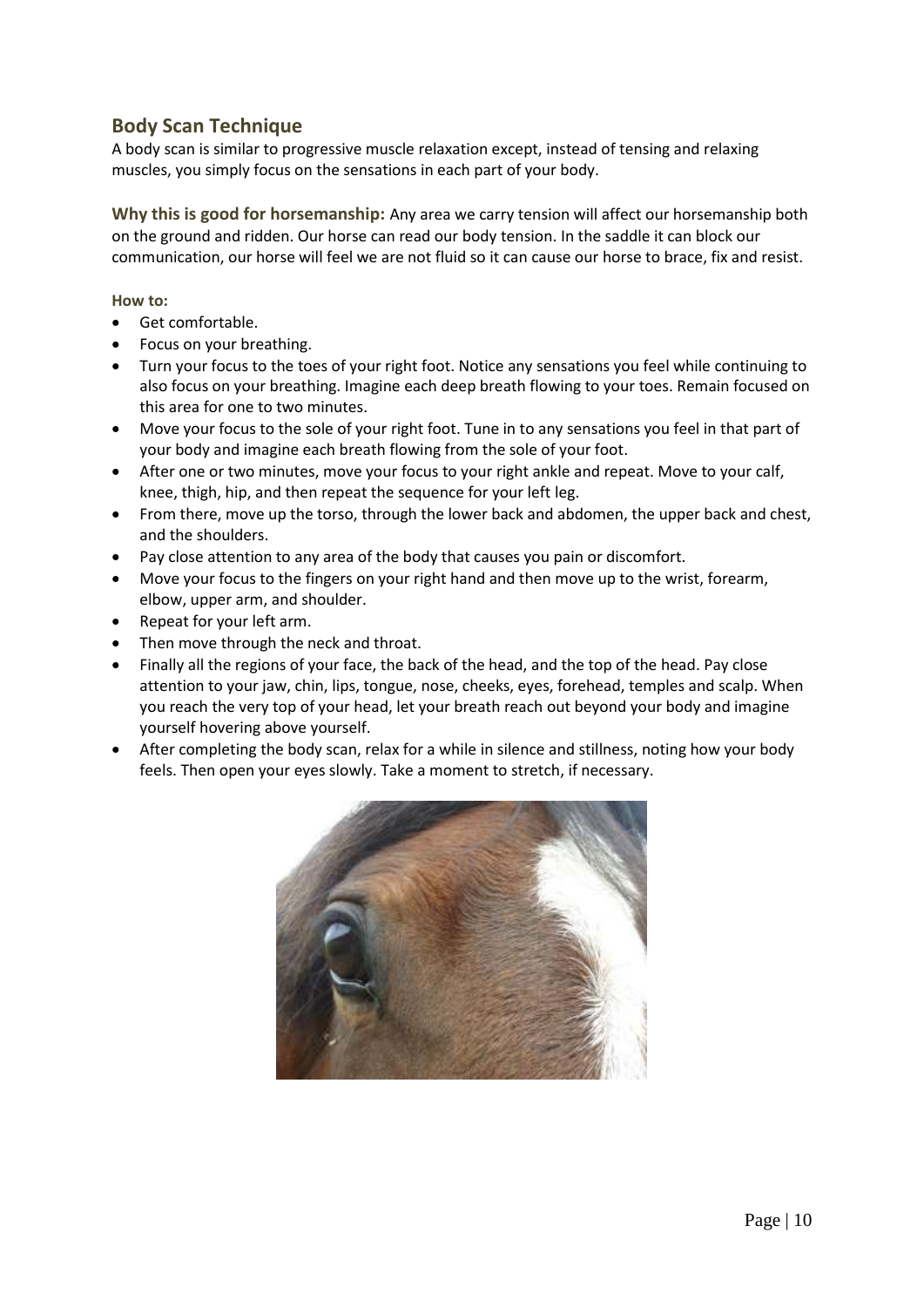## Body Scan Technique

A body scan is similar to progressive muscle relaxation except, instead of tensing and relaxing muscles, you simply focus on the sensations in each part of your body.

**Why this is good for horsemanship:** Any area we carry tension will affect our horsemanship both on the ground and ridden. Our horse can read our body tension. In the saddle it can block our communication, our horse will feel we are not fluid so it can cause our horse to brace, fix and resist.

**How to:**

- Get comfortable.
- Focus on your breathing.
- Turn your focus to the toes of your right foot. Notice any sensations you feel while continuing to also focus on your breathing. Imagine each deep breath flowing to your toes. Remain focused on this area for one to two minutes.
- Move your focus to the sole of your right foot. Tune in to any sensations you feel in that part of your body and imagine each breath flowing from the sole of your foot.
- After one or two minutes, move your focus to your right ankle and repeat. Move to your calf, knee, thigh, hip, and then repeat the sequence for your left leg.
- From there, move up the torso, through the lower back and abdomen, the upper back and chest, and the shoulders.
- Pay close attention to any area of the body that causes you pain or discomfort.
- Move your focus to the fingers on your right hand and then move up to the wrist, forearm, elbow, upper arm, and shoulder.
- Repeat for your left arm.
- Then move through the neck and throat.
- Finally all the regions of your face, the back of the head, and the top of the head. Pay close attention to your jaw, chin, lips, tongue, nose, cheeks, eyes, forehead, temples and scalp. When you reach the very top of your head, let your breath reach out beyond your body and imagine yourself hovering above yourself.
- After completing the body scan, relax for a while in silence and stillness, noting how your body feels. Then open your eyes slowly. Take a moment to stretch, if necessary.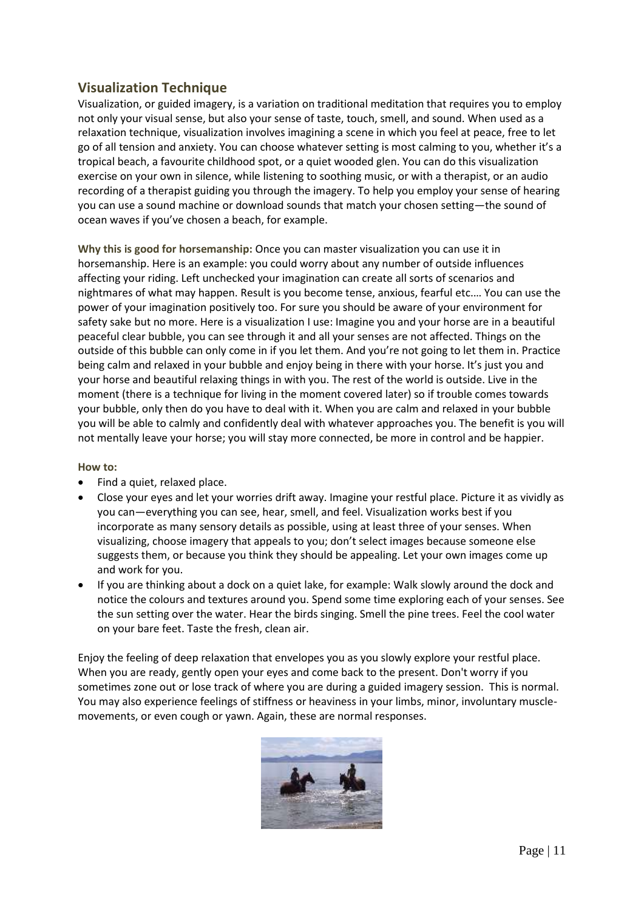## Visualization Technique

Visualization, or guided imagery, is a variation on traditional meditation that requires you to employ not only your visual sense, but also your sense of taste, touch, smell, and sound. When used as a relaxation technique, visualization involves imagining a scene in which you feel at peace, free to let go of all tension and anxiety. You can choose whatever setting is most calming to you, whether it's a tropical beach, a favourite childhood spot, or a quiet wooded glen. You can do this visualization exercise on your own in silence, while listening to soothing music, or with a therapist, or an audio recording of a therapist guiding you through the imagery. To help you employ your sense of hearing you can use a sound machine or download sounds that match your chosen setting—the sound of ocean waves if you've chosen a beach, for example.

**Why this is good for horsemanship:** Once you can master visualization you can use it in horsemanship. Here is an example: you could worry about any number of outside influences affecting your riding. Left unchecked your imagination can create all sorts of scenarios and nightmares of what may happen. Result is you become tense, anxious, fearful etc.… You can use the power of your imagination positively too. For sure you should be aware of your environment for safety sake but no more. Here is a visualization I use: Imagine you and your horse are in a beautiful peaceful clear bubble, you can see through it and all your senses are not affected. Things on the outside of this bubble can only come in if you let them. And you're not going to let them in. Practice being calm and relaxed in your bubble and enjoy being in there with your horse. It's just you and your horse and beautiful relaxing things in with you. The rest of the world is outside. Live in the moment (there is a technique for living in the moment covered later) so if trouble comes towards your bubble, only then do you have to deal with it. When you are calm and relaxed in your bubble you will be able to calmly and confidently deal with whatever approaches you. The benefit is you will not mentally leave your horse; you will stay more connected, be more in control and be happier.

**How to:**

- Find a quiet, relaxed place.
- Close your eyes and let your worries drift away. Imagine your restful place. Picture it as vividly as you can—everything you can see, hear, smell, and feel. Visualization works best if you incorporate as many sensory details as possible, using at least three of your senses. When visualizing, choose imagery that appeals to you; don't select images because someone else suggests them, or because you think they should be appealing. Let your own images come up and work for you.
- If you are thinking about a dock on a quiet lake, for example: Walk slowly around the dock and notice the colours and textures around you. Spend some time exploring each of your senses. See the sun setting over the water. Hear the birds singing. Smell the pine trees. Feel the cool water on your bare feet. Taste the fresh, clean air.

Enjoy the feeling of deep relaxation that envelopes you as you slowly explore your restful place. When you are ready, gently open your eyes and come back to the present. Don't worry if you sometimes zone out or lose track of where you are during a guided imagery session. This is normal. You may also experience feelings of stiffness or heaviness in your limbs, minor, involuntary muscle-movements, or even cough or yawn. Again, these are normal responses.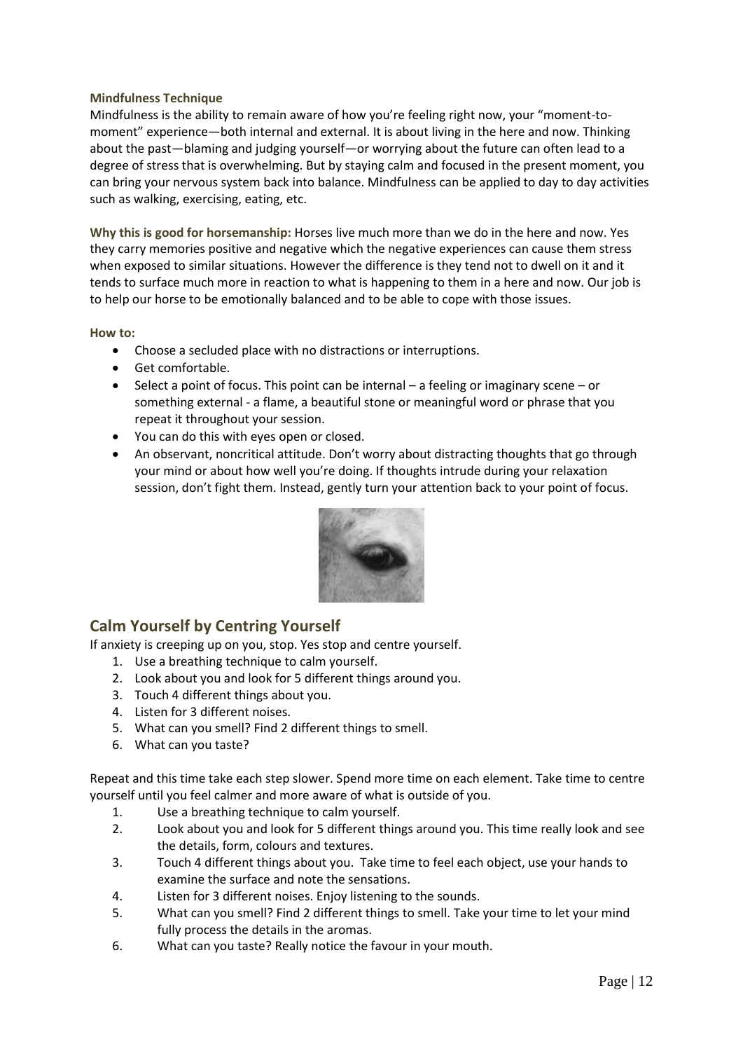**Mindfulness Technique**

Mindfulness is the ability to remain aware of how you're feeling right now, your "moment-to-moment" experience—both internal and external. It is about living in the here and now. Thinking about the past—blaming and judging yourself—or worrying about the future can often lead to a degree of stress that is overwhelming. But by staying calm and focused in the present moment, you can bring your nervous system back into balance. Mindfulness can be applied to day to day activities such as walking, exercising, eating, etc.

**Why this is good for horsemanship:** Horses live much more than we do in the here and now. Yes they carry memories positive and negative which the negative experiences can cause them stress when exposed to similar situations. However the difference is they tend not to dwell on it and it tends to surface much more in reaction to what is happening to them in a here and now. Our job is to help our horse to be emotionally balanced and to be able to cope with those issues.

**How to:**

- Choose a secluded place with no distractions or interruptions.
- Get comfortable.
- Select a point of focus. This point can be internal – a feeling or imaginary scene – or something external - a flame, a beautiful stone or meaningful word or phrase that you repeat it throughout your session.
- You can do this with eyes open or closed.
- An observant, noncritical attitude. Don't worry about distracting thoughts that go through your mind or about how well you're doing. If thoughts intrude during your relaxation session, don't fight them. Instead, gently turn your attention back to your point of focus.

## Calm Yourself by Centring Yourself

If anxiety is creeping up on you, stop. Yes stop and centre yourself.

1. Use a breathing technique to calm yourself.
2. Look about you and look for 5 different things around you.
3. Touch 4 different things about you.
4. Listen for 3 different noises.
5. What can you smell? Find 2 different things to smell.
6. What can you taste?

Repeat and this time take each step slower. Spend more time on each element. Take time to centre yourself until you feel calmer and more aware of what is outside of you.

1. Use a breathing technique to calm yourself.
2. Look about you and look for 5 different things around you. This time really look and see the details, form, colours and textures.
3. Touch 4 different things about you. Take time to feel each object, use your hands to examine the surface and note the sensations.
4. Listen for 3 different noises. Enjoy listening to the sounds.
5. What can you smell? Find 2 different things to smell. Take your time to let your mind fully process the details in the aromas.
6. What can you taste? Really notice the favour in your mouth.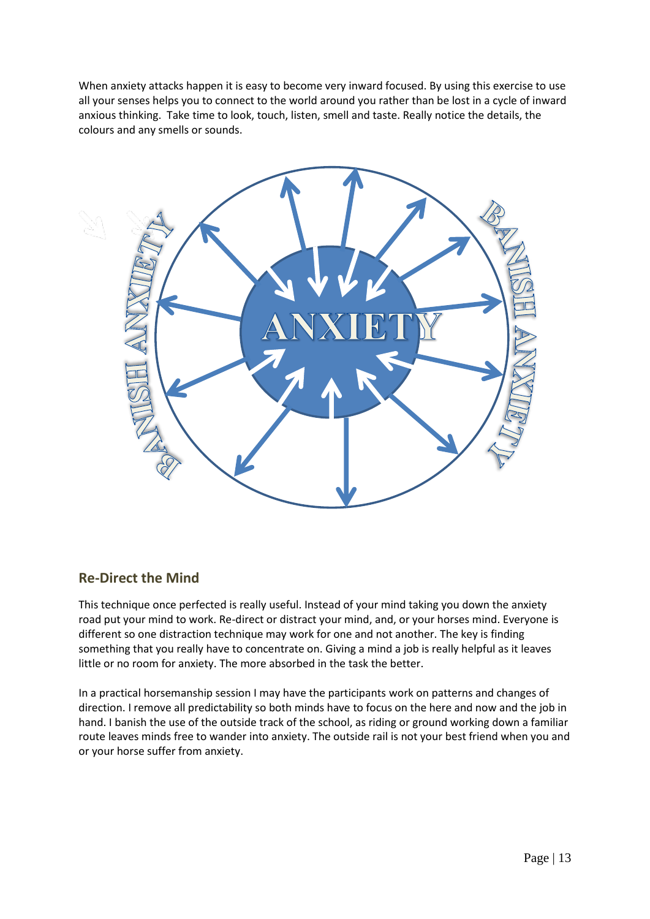When anxiety attacks happen it is easy to become very inward focused. By using this exercise to use all your senses helps you to connect to the world around you rather than be lost in a cycle of inward anxious thinking. Take time to look, touch, listen, smell and taste. Really notice the details, the colours and any smells or sounds.

ANXIETY

BANISH ANXIETY

BANISH ANXIETY

## Re-Direct the Mind

This technique once perfected is really useful. Instead of your mind taking you down the anxiety road put your mind to work. Re-direct or distract your mind, and, or your horses mind. Everyone is different so one distraction technique may work for one and not another. The key is finding something that you really have to concentrate on. Giving a mind a job is really helpful as it leaves little or no room for anxiety. The more absorbed in the task the better.

In a practical horsemanship session I may have the participants work on patterns and changes of direction. I remove all predictability so both minds have to focus on the here and now and the job in hand. I banish the use of the outside track of the school, as riding or ground working down a familiar route leaves minds free to wander into anxiety. The outside rail is not your best friend when you and or your horse suffer from anxiety.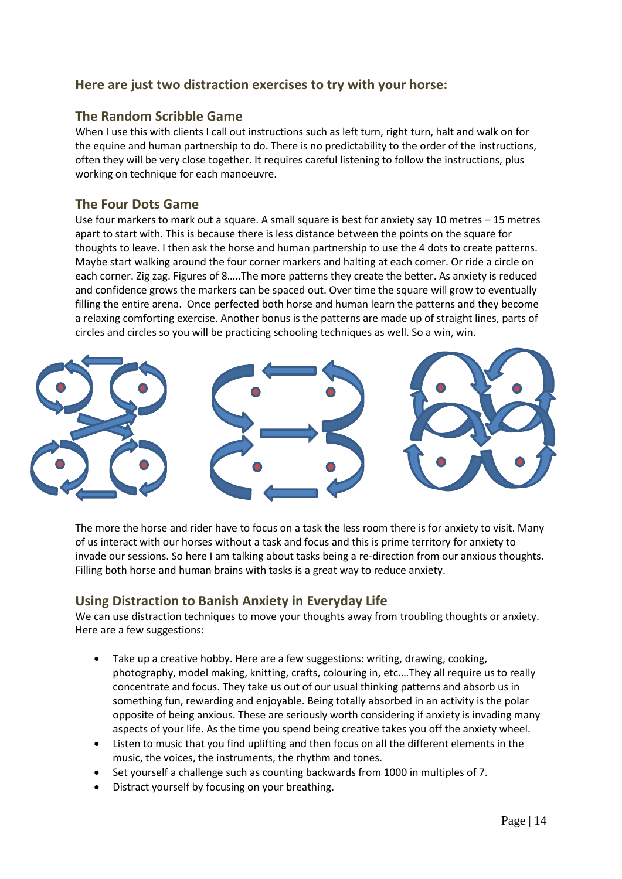## Here are just two distraction exercises to try with your horse:

### The Random Scribble Game

When I use this with clients I call out instructions such as left turn, right turn, halt and walk on for the equine and human partnership to do. There is no predictability to the order of the instructions, often they will be very close together. It requires careful listening to follow the instructions, plus working on technique for each manoeuvre.

### The Four Dots Game

Use four markers to mark out a square. A small square is best for anxiety say 10 metres – 15 metres apart to start with. This is because there is less distance between the points on the square for thoughts to leave. I then ask the horse and human partnership to use the 4 dots to create patterns. Maybe start walking around the four corner markers and halting at each corner. Or ride a circle on each corner. Zig zag. Figures of 8…..The more patterns they create the better. As anxiety is reduced and confidence grows the markers can be spaced out. Over time the square will grow to eventually filling the entire arena. Once perfected both horse and human learn the patterns and they become a relaxing comforting exercise. Another bonus is the patterns are made up of straight lines, parts of circles and circles so you will be practicing schooling techniques as well. So a win, win.

The more the horse and rider have to focus on a task the less room there is for anxiety to visit. Many of us interact with our horses without a task and focus and this is prime territory for anxiety to invade our sessions. So here I am talking about tasks being a re-direction from our anxious thoughts. Filling both horse and human brains with tasks is a great way to reduce anxiety.

## Using Distraction to Banish Anxiety in Everyday Life

We can use distraction techniques to move your thoughts away from troubling thoughts or anxiety. Here are a few suggestions:

- Take up a creative hobby. Here are a few suggestions: writing, drawing, cooking, photography, model making, knitting, crafts, colouring in, etc.…They all require us to really concentrate and focus. They take us out of our usual thinking patterns and absorb us in something fun, rewarding and enjoyable. Being totally absorbed in an activity is the polar opposite of being anxious. These are seriously worth considering if anxiety is invading many aspects of your life. As the time you spend being creative takes you off the anxiety wheel.
- Listen to music that you find uplifting and then focus on all the different elements in the music, the voices, the instruments, the rhythm and tones.
- Set yourself a challenge such as counting backwards from 1000 in multiples of 7.
- Distract yourself by focusing on your breathing.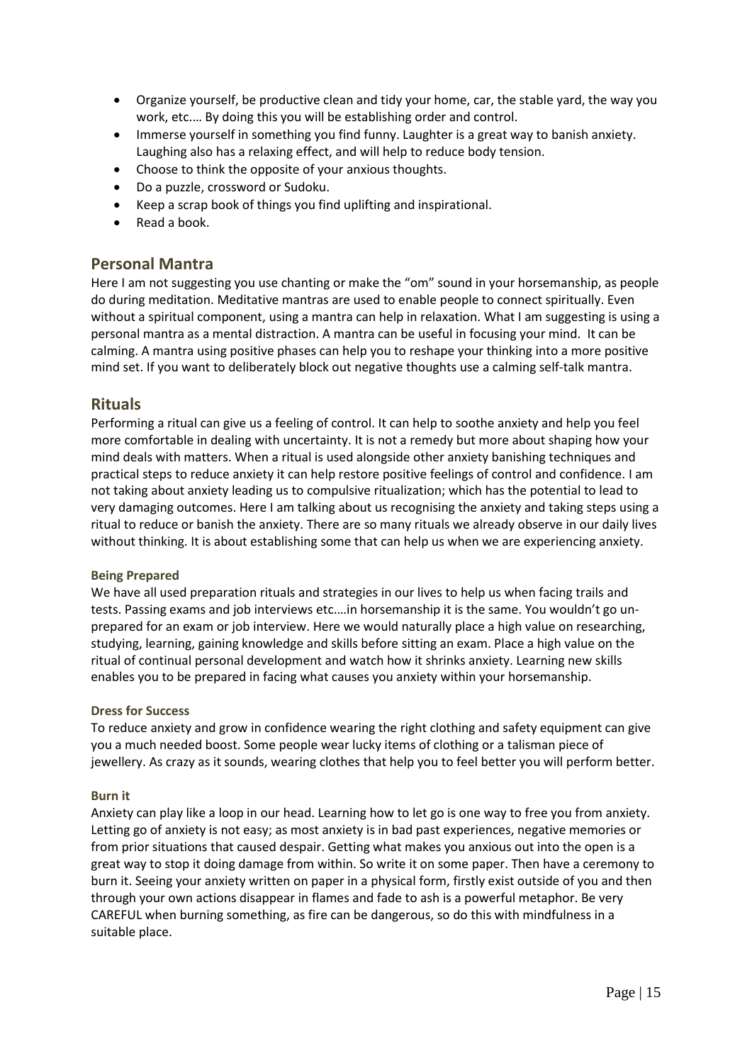- Organize yourself, be productive clean and tidy your home, car, the stable yard, the way you work, etc.… By doing this you will be establishing order and control.
- Immerse yourself in something you find funny. Laughter is a great way to banish anxiety. Laughing also has a relaxing effect, and will help to reduce body tension.
- Choose to think the opposite of your anxious thoughts.
- Do a puzzle, crossword or Sudoku.
- Keep a scrap book of things you find uplifting and inspirational.
- Read a book.

## Personal Mantra

Here I am not suggesting you use chanting or make the "om" sound in your horsemanship, as people do during meditation. Meditative mantras are used to enable people to connect spiritually. Even without a spiritual component, using a mantra can help in relaxation. What I am suggesting is using a personal mantra as a mental distraction. A mantra can be useful in focusing your mind. It can be calming. A mantra using positive phases can help you to reshape your thinking into a more positive mind set. If you want to deliberately block out negative thoughts use a calming self-talk mantra.

## Rituals

Performing a ritual can give us a feeling of control. It can help to soothe anxiety and help you feel more comfortable in dealing with uncertainty. It is not a remedy but more about shaping how your mind deals with matters. When a ritual is used alongside other anxiety banishing techniques and practical steps to reduce anxiety it can help restore positive feelings of control and confidence. I am not taking about anxiety leading us to compulsive ritualization; which has the potential to lead to very damaging outcomes. Here I am talking about us recognising the anxiety and taking steps using a ritual to reduce or banish the anxiety. There are so many rituals we already observe in our daily lives without thinking. It is about establishing some that can help us when we are experiencing anxiety.

#### Being Prepared

We have all used preparation rituals and strategies in our lives to help us when facing trails and tests. Passing exams and job interviews etc.…in horsemanship it is the same. You wouldn't go un-prepared for an exam or job interview. Here we would naturally place a high value on researching, studying, learning, gaining knowledge and skills before sitting an exam. Place a high value on the ritual of continual personal development and watch how it shrinks anxiety. Learning new skills enables you to be prepared in facing what causes you anxiety within your horsemanship.

#### Dress for Success

To reduce anxiety and grow in confidence wearing the right clothing and safety equipment can give you a much needed boost. Some people wear lucky items of clothing or a talisman piece of jewellery. As crazy as it sounds, wearing clothes that help you to feel better you will perform better.

#### Burn it

Anxiety can play like a loop in our head. Learning how to let go is one way to free you from anxiety. Letting go of anxiety is not easy; as most anxiety is in bad past experiences, negative memories or from prior situations that caused despair. Getting what makes you anxious out into the open is a great way to stop it doing damage from within. So write it on some paper. Then have a ceremony to burn it. Seeing your anxiety written on paper in a physical form, firstly exist outside of you and then through your own actions disappear in flames and fade to ash is a powerful metaphor. Be very CAREFUL when burning something, as fire can be dangerous, so do this with mindfulness in a suitable place.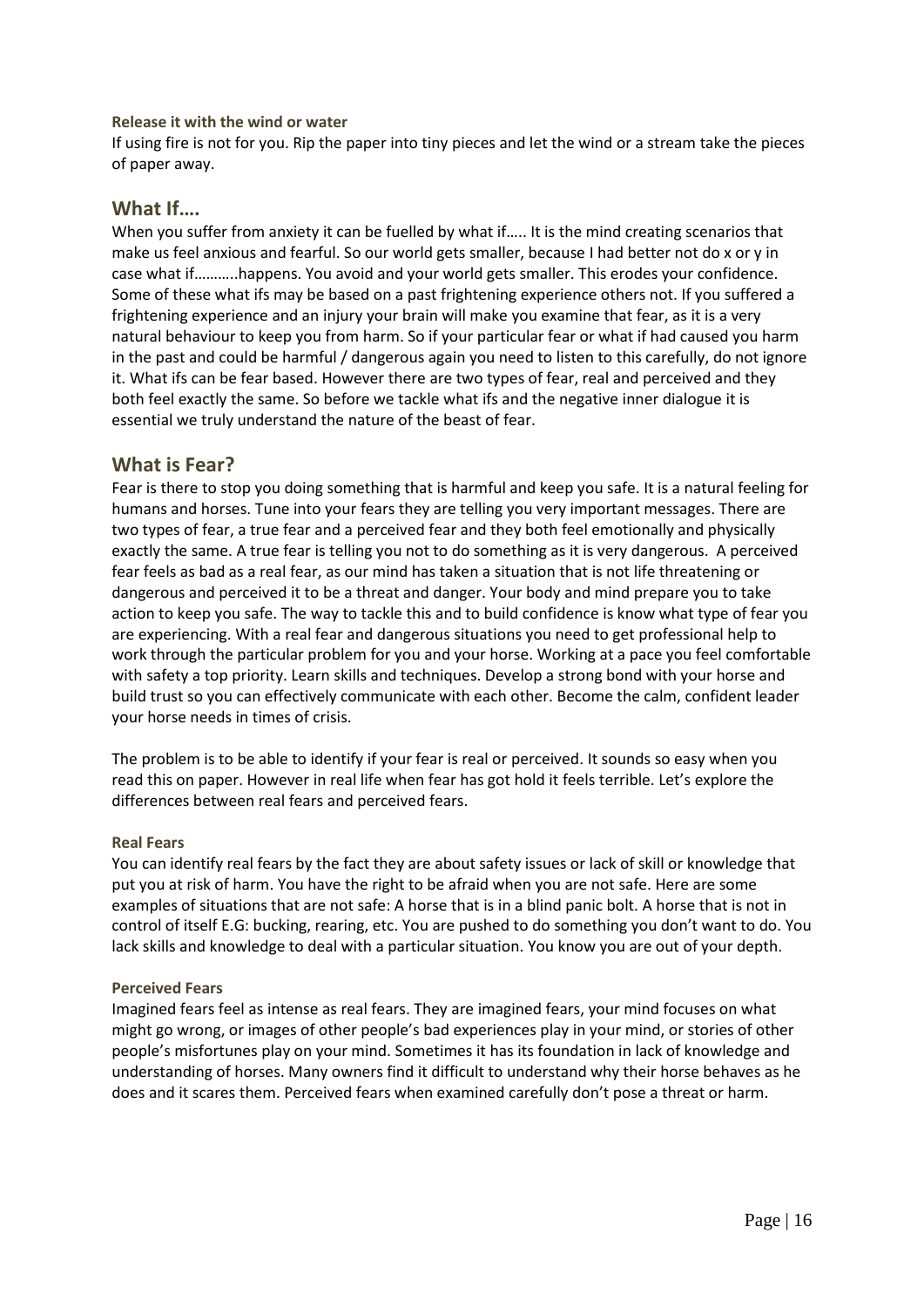#### Release it with the wind or water

If using fire is not for you. Rip the paper into tiny pieces and let the wind or a stream take the pieces of paper away.

## What If….

When you suffer from anxiety it can be fuelled by what if….. It is the mind creating scenarios that make us feel anxious and fearful. So our world gets smaller, because I had better not do x or y in case what if………..happens. You avoid and your world gets smaller. This erodes your confidence. Some of these what ifs may be based on a past frightening experience others not. If you suffered a frightening experience and an injury your brain will make you examine that fear, as it is a very natural behaviour to keep you from harm. So if your particular fear or what if had caused you harm in the past and could be harmful / dangerous again you need to listen to this carefully, do not ignore it. What ifs can be fear based. However there are two types of fear, real and perceived and they both feel exactly the same. So before we tackle what ifs and the negative inner dialogue it is essential we truly understand the nature of the beast of fear.

## What is Fear?

Fear is there to stop you doing something that is harmful and keep you safe. It is a natural feeling for humans and horses. Tune into your fears they are telling you very important messages. There are two types of fear, a true fear and a perceived fear and they both feel emotionally and physically exactly the same. A true fear is telling you not to do something as it is very dangerous. A perceived fear feels as bad as a real fear, as our mind has taken a situation that is not life threatening or dangerous and perceived it to be a threat and danger. Your body and mind prepare you to take action to keep you safe. The way to tackle this and to build confidence is know what type of fear you are experiencing. With a real fear and dangerous situations you need to get professional help to work through the particular problem for you and your horse. Working at a pace you feel comfortable with safety a top priority. Learn skills and techniques. Develop a strong bond with your horse and build trust so you can effectively communicate with each other. Become the calm, confident leader your horse needs in times of crisis.

The problem is to be able to identify if your fear is real or perceived. It sounds so easy when you read this on paper. However in real life when fear has got hold it feels terrible. Let's explore the differences between real fears and perceived fears.

#### Real Fears

You can identify real fears by the fact they are about safety issues or lack of skill or knowledge that put you at risk of harm. You have the right to be afraid when you are not safe. Here are some examples of situations that are not safe: A horse that is in a blind panic bolt. A horse that is not in control of itself E.G: bucking, rearing, etc. You are pushed to do something you don't want to do. You lack skills and knowledge to deal with a particular situation. You know you are out of your depth.

#### Perceived Fears

Imagined fears feel as intense as real fears. They are imagined fears, your mind focuses on what might go wrong, or images of other people's bad experiences play in your mind, or stories of other people's misfortunes play on your mind. Sometimes it has its foundation in lack of knowledge and understanding of horses. Many owners find it difficult to understand why their horse behaves as he does and it scares them. Perceived fears when examined carefully don't pose a threat or harm.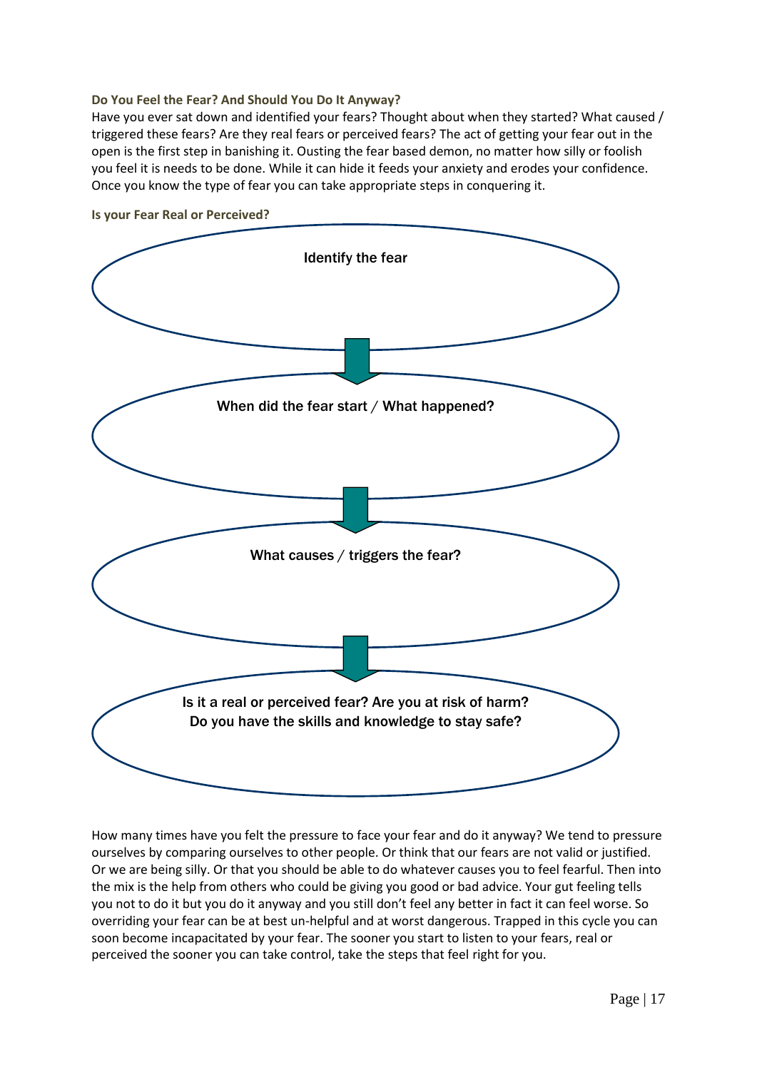### Do You Feel the Fear? And Should You Do It Anyway?

Have you ever sat down and identified your fears? Thought about when they started? What caused / triggered these fears? Are they real fears or perceived fears? The act of getting your fear out in the open is the first step in banishing it. Ousting the fear based demon, no matter how silly or foolish you feel it is needs to be done. While it can hide it feeds your anxiety and erodes your confidence. Once you know the type of fear you can take appropriate steps in conquering it.

### Is your Fear Real or Perceived?

Identify the fear

↓

When did the fear start / What happened?

↓

What causes / triggers the fear?

↓

Is it a real or perceived fear? Are you at risk of harm?
Do you have the skills and knowledge to stay safe?

How many times have you felt the pressure to face your fear and do it anyway? We tend to pressure ourselves by comparing ourselves to other people. Or think that our fears are not valid or justified. Or we are being silly. Or that you should be able to do whatever causes you to feel fearful. Then into the mix is the help from others who could be giving you good or bad advice. Your gut feeling tells you not to do it but you do it anyway and you still don't feel any better in fact it can feel worse. So overriding your fear can be at best un-helpful and at worst dangerous. Trapped in this cycle you can soon become incapacitated by your fear. The sooner you start to listen to your fears, real or perceived the sooner you can take control, take the steps that feel right for you.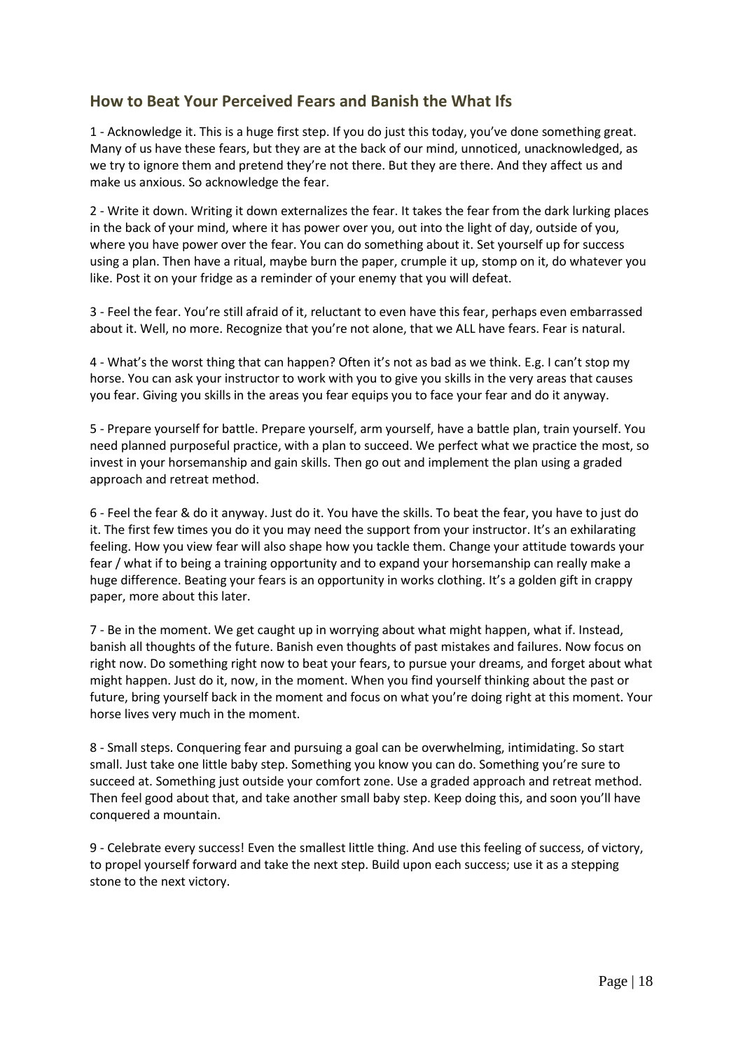## How to Beat Your Perceived Fears and Banish the What Ifs

1 - Acknowledge it. This is a huge first step. If you do just this today, you've done something great. Many of us have these fears, but they are at the back of our mind, unnoticed, unacknowledged, as we try to ignore them and pretend they're not there. But they are there. And they affect us and make us anxious. So acknowledge the fear.

2 - Write it down. Writing it down externalizes the fear. It takes the fear from the dark lurking places in the back of your mind, where it has power over you, out into the light of day, outside of you, where you have power over the fear. You can do something about it. Set yourself up for success using a plan. Then have a ritual, maybe burn the paper, crumple it up, stomp on it, do whatever you like. Post it on your fridge as a reminder of your enemy that you will defeat.

3 - Feel the fear. You're still afraid of it, reluctant to even have this fear, perhaps even embarrassed about it. Well, no more. Recognize that you're not alone, that we ALL have fears. Fear is natural.

4 - What's the worst thing that can happen? Often it's not as bad as we think. E.g. I can't stop my horse. You can ask your instructor to work with you to give you skills in the very areas that causes you fear. Giving you skills in the areas you fear equips you to face your fear and do it anyway.

5 - Prepare yourself for battle. Prepare yourself, arm yourself, have a battle plan, train yourself. You need planned purposeful practice, with a plan to succeed. We perfect what we practice the most, so invest in your horsemanship and gain skills. Then go out and implement the plan using a graded approach and retreat method.

6 - Feel the fear & do it anyway. Just do it. You have the skills. To beat the fear, you have to just do it. The first few times you do it you may need the support from your instructor. It's an exhilarating feeling. How you view fear will also shape how you tackle them. Change your attitude towards your fear / what if to being a training opportunity and to expand your horsemanship can really make a huge difference. Beating your fears is an opportunity in works clothing. It's a golden gift in crappy paper, more about this later.

7 - Be in the moment. We get caught up in worrying about what might happen, what if. Instead, banish all thoughts of the future. Banish even thoughts of past mistakes and failures. Now focus on right now. Do something right now to beat your fears, to pursue your dreams, and forget about what might happen. Just do it, now, in the moment. When you find yourself thinking about the past or future, bring yourself back in the moment and focus on what you're doing right at this moment. Your horse lives very much in the moment.

8 - Small steps. Conquering fear and pursuing a goal can be overwhelming, intimidating. So start small. Just take one little baby step. Something you know you can do. Something you're sure to succeed at. Something just outside your comfort zone. Use a graded approach and retreat method. Then feel good about that, and take another small baby step. Keep doing this, and soon you'll have conquered a mountain.

9 - Celebrate every success! Even the smallest little thing. And use this feeling of success, of victory, to propel yourself forward and take the next step. Build upon each success; use it as a stepping stone to the next victory.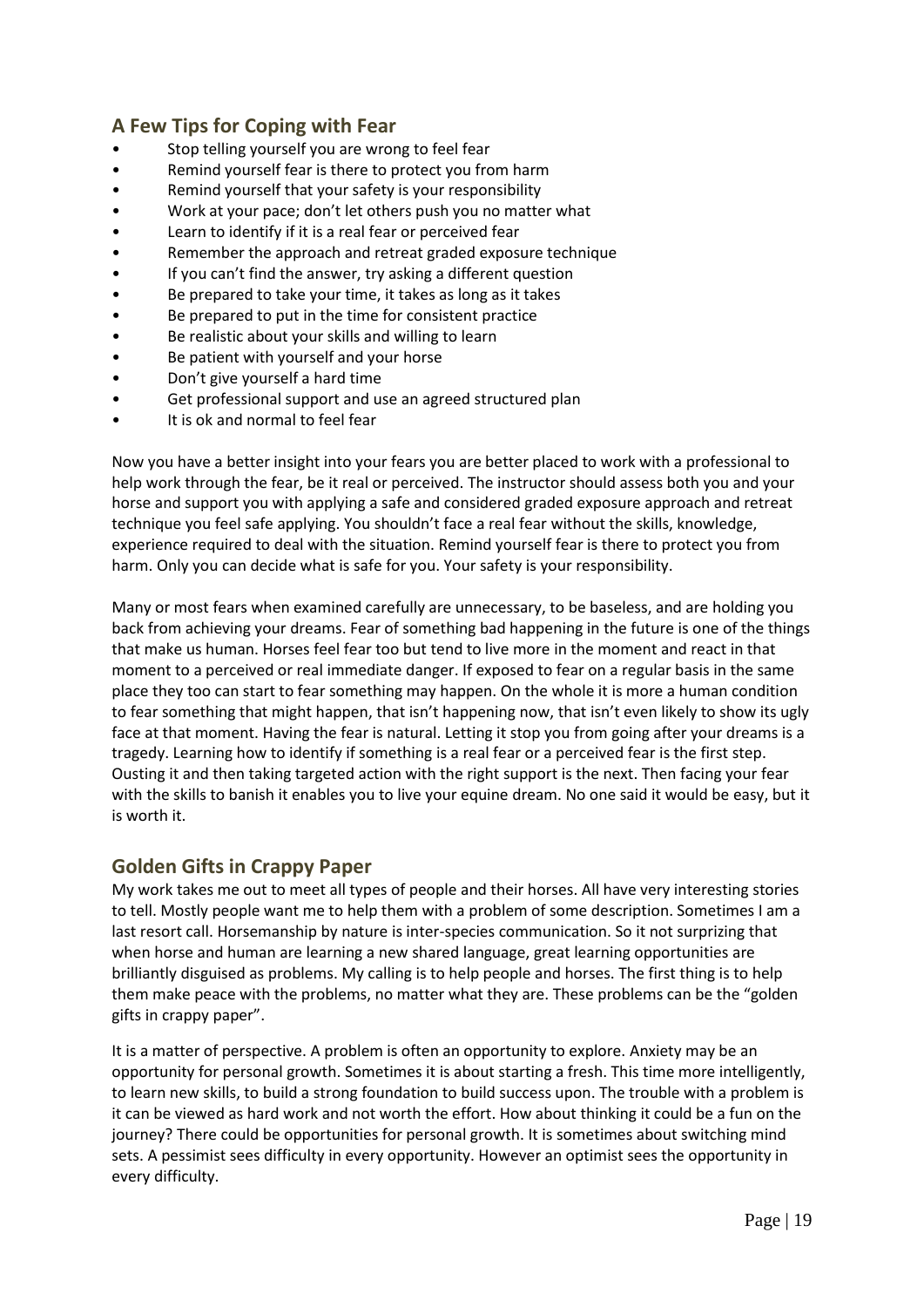## A Few Tips for Coping with Fear

- Stop telling yourself you are wrong to feel fear
- Remind yourself fear is there to protect you from harm
- Remind yourself that your safety is your responsibility
- Work at your pace; don't let others push you no matter what
- Learn to identify if it is a real fear or perceived fear
- Remember the approach and retreat graded exposure technique
- If you can't find the answer, try asking a different question
- Be prepared to take your time, it takes as long as it takes
- Be prepared to put in the time for consistent practice
- Be realistic about your skills and willing to learn
- Be patient with yourself and your horse
- Don't give yourself a hard time
- Get professional support and use an agreed structured plan
- It is ok and normal to feel fear

Now you have a better insight into your fears you are better placed to work with a professional to help work through the fear, be it real or perceived. The instructor should assess both you and your horse and support you with applying a safe and considered graded exposure approach and retreat technique you feel safe applying. You shouldn't face a real fear without the skills, knowledge, experience required to deal with the situation. Remind yourself fear is there to protect you from harm. Only you can decide what is safe for you. Your safety is your responsibility.

Many or most fears when examined carefully are unnecessary, to be baseless, and are holding you back from achieving your dreams. Fear of something bad happening in the future is one of the things that make us human. Horses feel fear too but tend to live more in the moment and react in that moment to a perceived or real immediate danger. If exposed to fear on a regular basis in the same place they too can start to fear something may happen. On the whole it is more a human condition to fear something that might happen, that isn't happening now, that isn't even likely to show its ugly face at that moment. Having the fear is natural. Letting it stop you from going after your dreams is a tragedy. Learning how to identify if something is a real fear or a perceived fear is the first step. Ousting it and then taking targeted action with the right support is the next. Then facing your fear with the skills to banish it enables you to live your equine dream. No one said it would be easy, but it is worth it.

## Golden Gifts in Crappy Paper

My work takes me out to meet all types of people and their horses. All have very interesting stories to tell. Mostly people want me to help them with a problem of some description. Sometimes I am a last resort call. Horsemanship by nature is inter-species communication. So it not surprizing that when horse and human are learning a new shared language, great learning opportunities are brilliantly disguised as problems. My calling is to help people and horses. The first thing is to help them make peace with the problems, no matter what they are. These problems can be the "golden gifts in crappy paper".

It is a matter of perspective. A problem is often an opportunity to explore. Anxiety may be an opportunity for personal growth. Sometimes it is about starting a fresh. This time more intelligently, to learn new skills, to build a strong foundation to build success upon. The trouble with a problem is it can be viewed as hard work and not worth the effort. How about thinking it could be a fun on the journey? There could be opportunities for personal growth. It is sometimes about switching mind sets. A pessimist sees difficulty in every opportunity. However an optimist sees the opportunity in every difficulty.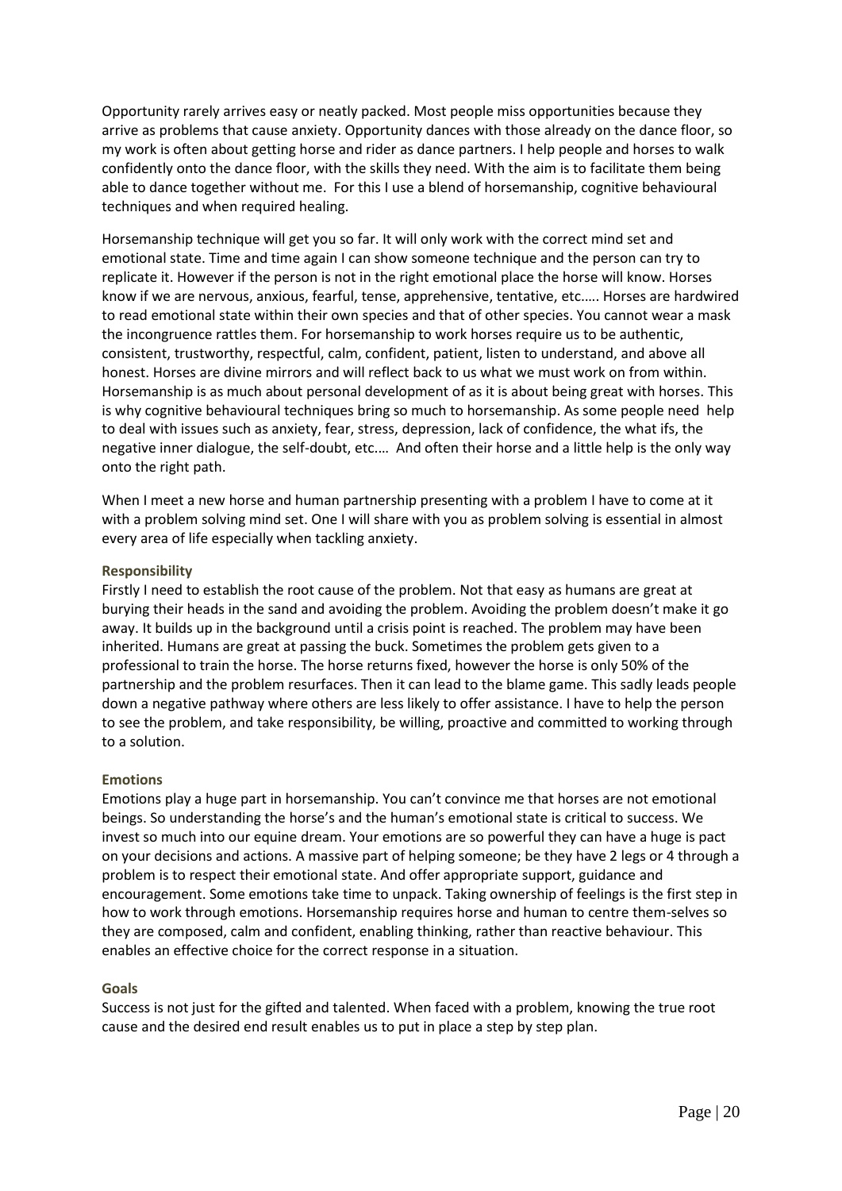Opportunity rarely arrives easy or neatly packed. Most people miss opportunities because they arrive as problems that cause anxiety. Opportunity dances with those already on the dance floor, so my work is often about getting horse and rider as dance partners. I help people and horses to walk confidently onto the dance floor, with the skills they need. With the aim is to facilitate them being able to dance together without me. For this I use a blend of horsemanship, cognitive behavioural techniques and when required healing.

Horsemanship technique will get you so far. It will only work with the correct mind set and emotional state. Time and time again I can show someone technique and the person can try to replicate it. However if the person is not in the right emotional place the horse will know. Horses know if we are nervous, anxious, fearful, tense, apprehensive, tentative, etc.…. Horses are hardwired to read emotional state within their own species and that of other species. You cannot wear a mask the incongruence rattles them. For horsemanship to work horses require us to be authentic, consistent, trustworthy, respectful, calm, confident, patient, listen to understand, and above all honest. Horses are divine mirrors and will reflect back to us what we must work on from within. Horsemanship is as much about personal development of as it is about being great with horses. This is why cognitive behavioural techniques bring so much to horsemanship. As some people need help to deal with issues such as anxiety, fear, stress, depression, lack of confidence, the what ifs, the negative inner dialogue, the self-doubt, etc.… And often their horse and a little help is the only way onto the right path.

When I meet a new horse and human partnership presenting with a problem I have to come at it with a problem solving mind set. One I will share with you as problem solving is essential in almost every area of life especially when tackling anxiety.

#### Responsibility

Firstly I need to establish the root cause of the problem. Not that easy as humans are great at burying their heads in the sand and avoiding the problem. Avoiding the problem doesn't make it go away. It builds up in the background until a crisis point is reached. The problem may have been inherited. Humans are great at passing the buck. Sometimes the problem gets given to a professional to train the horse. The horse returns fixed, however the horse is only 50% of the partnership and the problem resurfaces. Then it can lead to the blame game. This sadly leads people down a negative pathway where others are less likely to offer assistance. I have to help the person to see the problem, and take responsibility, be willing, proactive and committed to working through to a solution.

#### Emotions

Emotions play a huge part in horsemanship. You can't convince me that horses are not emotional beings. So understanding the horse's and the human's emotional state is critical to success. We invest so much into our equine dream. Your emotions are so powerful they can have a huge is pact on your decisions and actions. A massive part of helping someone; be they have 2 legs or 4 through a problem is to respect their emotional state. And offer appropriate support, guidance and encouragement. Some emotions take time to unpack. Taking ownership of feelings is the first step in how to work through emotions. Horsemanship requires horse and human to centre them-selves so they are composed, calm and confident, enabling thinking, rather than reactive behaviour. This enables an effective choice for the correct response in a situation.

#### Goals

Success is not just for the gifted and talented. When faced with a problem, knowing the true root cause and the desired end result enables us to put in place a step by step plan.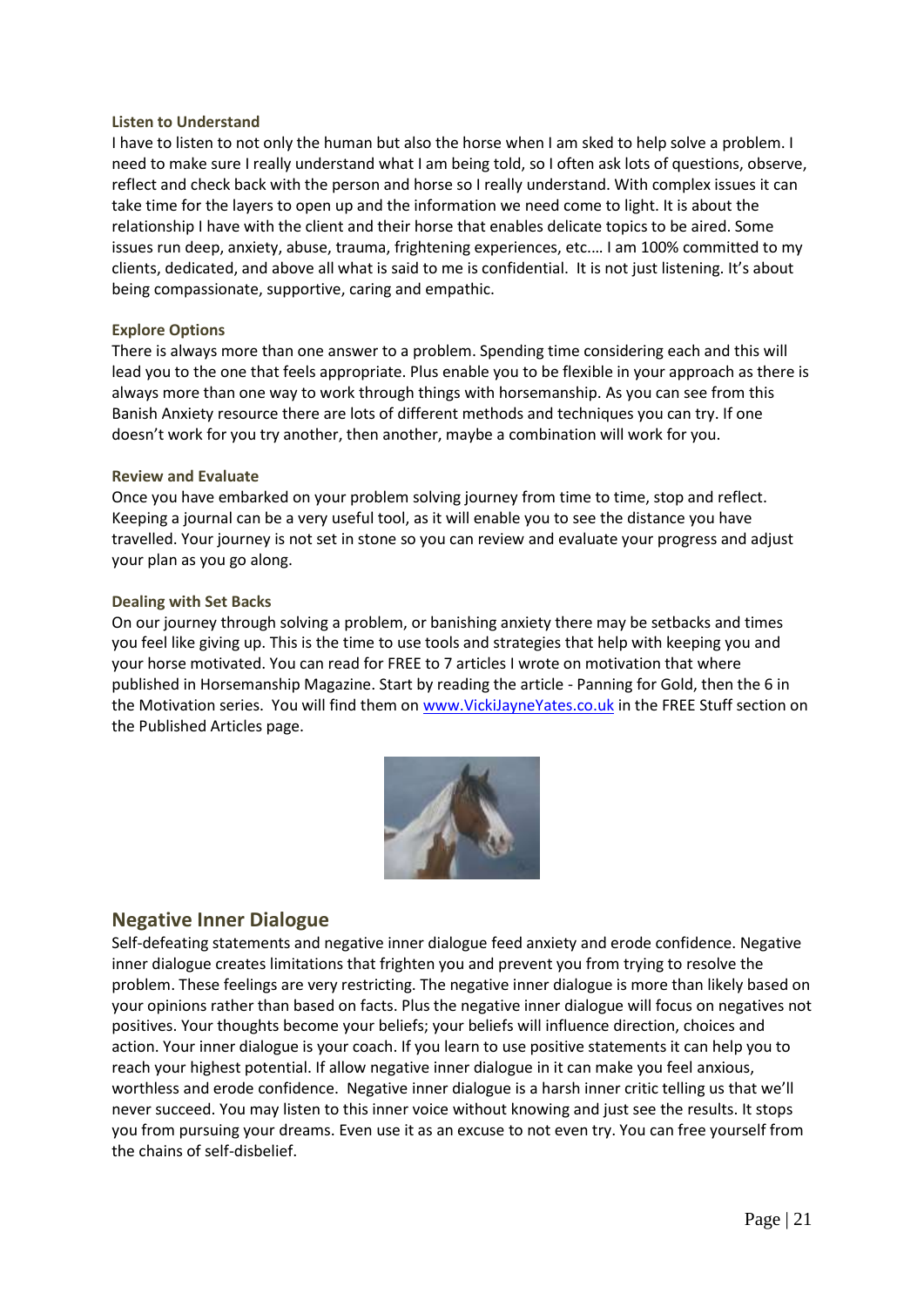### Listen to Understand

I have to listen to not only the human but also the horse when I am sked to help solve a problem. I need to make sure I really understand what I am being told, so I often ask lots of questions, observe, reflect and check back with the person and horse so I really understand. With complex issues it can take time for the layers to open up and the information we need come to light. It is about the relationship I have with the client and their horse that enables delicate topics to be aired. Some issues run deep, anxiety, abuse, trauma, frightening experiences, etc.… I am 100% committed to my clients, dedicated, and above all what is said to me is confidential. It is not just listening. It's about being compassionate, supportive, caring and empathic.

### Explore Options

There is always more than one answer to a problem. Spending time considering each and this will lead you to the one that feels appropriate. Plus enable you to be flexible in your approach as there is always more than one way to work through things with horsemanship. As you can see from this Banish Anxiety resource there are lots of different methods and techniques you can try. If one doesn't work for you try another, then another, maybe a combination will work for you.

### Review and Evaluate

Once you have embarked on your problem solving journey from time to time, stop and reflect. Keeping a journal can be a very useful tool, as it will enable you to see the distance you have travelled. Your journey is not set in stone so you can review and evaluate your progress and adjust your plan as you go along.

### Dealing with Set Backs

On our journey through solving a problem, or banishing anxiety there may be setbacks and times you feel like giving up. This is the time to use tools and strategies that help with keeping you and your horse motivated. You can read for FREE to 7 articles I wrote on motivation that where published in Horsemanship Magazine. Start by reading the article - Panning for Gold, then the 6 in the Motivation series. You will find them on www.VickiJayneYates.co.uk in the FREE Stuff section on the Published Articles page.

## Negative Inner Dialogue

Self-defeating statements and negative inner dialogue feed anxiety and erode confidence. Negative inner dialogue creates limitations that frighten you and prevent you from trying to resolve the problem. These feelings are very restricting. The negative inner dialogue is more than likely based on your opinions rather than based on facts. Plus the negative inner dialogue will focus on negatives not positives. Your thoughts become your beliefs; your beliefs will influence direction, choices and action. Your inner dialogue is your coach. If you learn to use positive statements it can help you to reach your highest potential. If allow negative inner dialogue in it can make you feel anxious, worthless and erode confidence. Negative inner dialogue is a harsh inner critic telling us that we'll never succeed. You may listen to this inner voice without knowing and just see the results. It stops you from pursuing your dreams. Even use it as an excuse to not even try. You can free yourself from the chains of self-disbelief.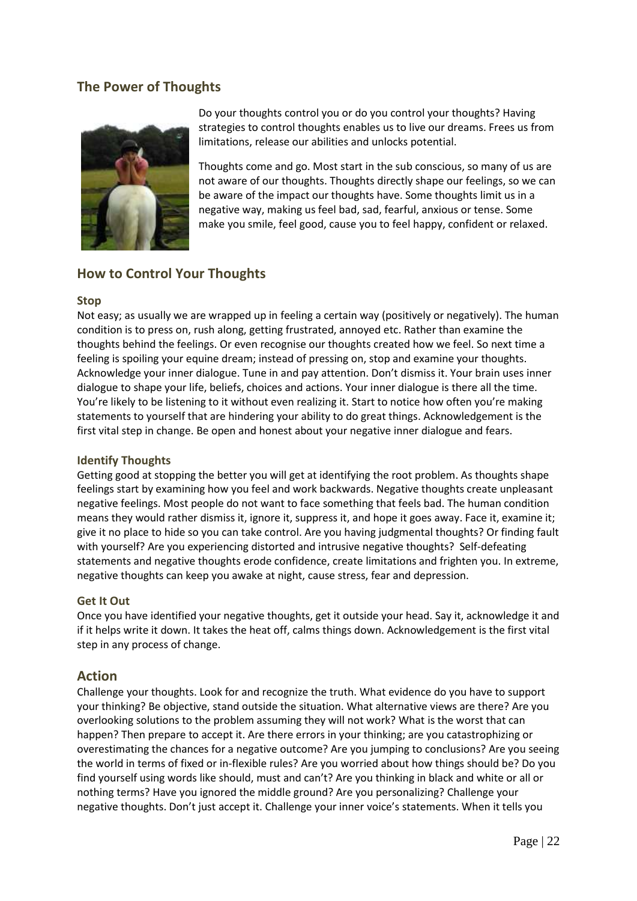## The Power of Thoughts

Do your thoughts control you or do you control your thoughts? Having strategies to control thoughts enables us to live our dreams. Frees us from limitations, release our abilities and unlocks potential.

Thoughts come and go. Most start in the sub conscious, so many of us are not aware of our thoughts. Thoughts directly shape our feelings, so we can be aware of the impact our thoughts have. Some thoughts limit us in a negative way, making us feel bad, sad, fearful, anxious or tense. Some make you smile, feel good, cause you to feel happy, confident or relaxed.

## How to Control Your Thoughts

### Stop

Not easy; as usually we are wrapped up in feeling a certain way (positively or negatively). The human condition is to press on, rush along, getting frustrated, annoyed etc. Rather than examine the thoughts behind the feelings. Or even recognise our thoughts created how we feel. So next time a feeling is spoiling your equine dream; instead of pressing on, stop and examine your thoughts. Acknowledge your inner dialogue. Tune in and pay attention. Don't dismiss it. Your brain uses inner dialogue to shape your life, beliefs, choices and actions. Your inner dialogue is there all the time. You're likely to be listening to it without even realizing it. Start to notice how often you're making statements to yourself that are hindering your ability to do great things. Acknowledgement is the first vital step in change. Be open and honest about your negative inner dialogue and fears.

### Identify Thoughts

Getting good at stopping the better you will get at identifying the root problem. As thoughts shape feelings start by examining how you feel and work backwards. Negative thoughts create unpleasant negative feelings. Most people do not want to face something that feels bad. The human condition means they would rather dismiss it, ignore it, suppress it, and hope it goes away. Face it, examine it; give it no place to hide so you can take control. Are you having judgmental thoughts? Or finding fault with yourself? Are you experiencing distorted and intrusive negative thoughts? Self-defeating statements and negative thoughts erode confidence, create limitations and frighten you. In extreme, negative thoughts can keep you awake at night, cause stress, fear and depression.

### Get It Out

Once you have identified your negative thoughts, get it outside your head. Say it, acknowledge it and if it helps write it down. It takes the heat off, calms things down. Acknowledgement is the first vital step in any process of change.

## Action

Challenge your thoughts. Look for and recognize the truth. What evidence do you have to support your thinking? Be objective, stand outside the situation. What alternative views are there? Are you overlooking solutions to the problem assuming they will not work? What is the worst that can happen? Then prepare to accept it. Are there errors in your thinking; are you catastrophizing or overestimating the chances for a negative outcome? Are you jumping to conclusions? Are you seeing the world in terms of fixed or in-flexible rules? Are you worried about how things should be? Do you find yourself using words like should, must and can't? Are you thinking in black and white or all or nothing terms? Have you ignored the middle ground? Are you personalizing? Challenge your negative thoughts. Don't just accept it. Challenge your inner voice's statements. When it tells you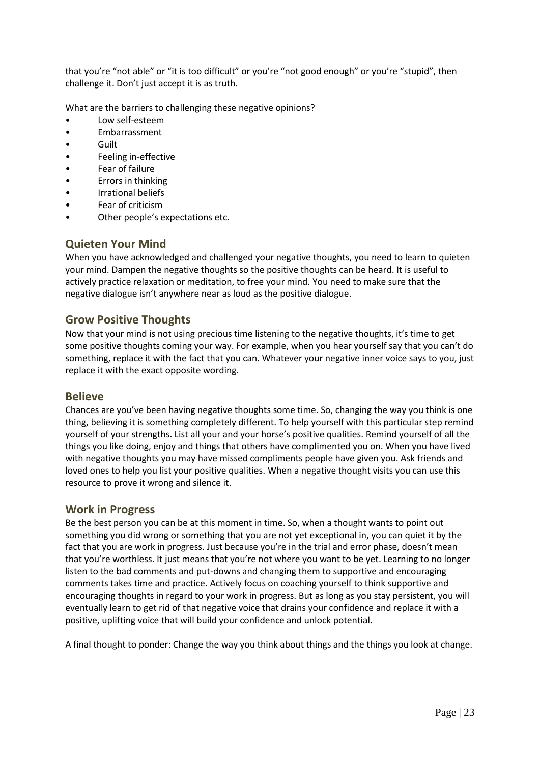that you're "not able" or "it is too difficult" or you're "not good enough" or you're "stupid", then challenge it. Don't just accept it is as truth.

What are the barriers to challenging these negative opinions?

- Low self-esteem
- Embarrassment
- Guilt
- Feeling in-effective
- Fear of failure
- Errors in thinking
- Irrational beliefs
- Fear of criticism
- Other people's expectations etc.

## Quieten Your Mind

When you have acknowledged and challenged your negative thoughts, you need to learn to quieten your mind. Dampen the negative thoughts so the positive thoughts can be heard. It is useful to actively practice relaxation or meditation, to free your mind. You need to make sure that the negative dialogue isn't anywhere near as loud as the positive dialogue.

## Grow Positive Thoughts

Now that your mind is not using precious time listening to the negative thoughts, it's time to get some positive thoughts coming your way. For example, when you hear yourself say that you can't do something, replace it with the fact that you can. Whatever your negative inner voice says to you, just replace it with the exact opposite wording.

## Believe

Chances are you've been having negative thoughts some time. So, changing the way you think is one thing, believing it is something completely different. To help yourself with this particular step remind yourself of your strengths. List all your and your horse's positive qualities. Remind yourself of all the things you like doing, enjoy and things that others have complimented you on. When you have lived with negative thoughts you may have missed compliments people have given you. Ask friends and loved ones to help you list your positive qualities. When a negative thought visits you can use this resource to prove it wrong and silence it.

## Work in Progress

Be the best person you can be at this moment in time. So, when a thought wants to point out something you did wrong or something that you are not yet exceptional in, you can quiet it by the fact that you are work in progress. Just because you're in the trial and error phase, doesn't mean that you're worthless. It just means that you're not where you want to be yet. Learning to no longer listen to the bad comments and put-downs and changing them to supportive and encouraging comments takes time and practice. Actively focus on coaching yourself to think supportive and encouraging thoughts in regard to your work in progress. But as long as you stay persistent, you will eventually learn to get rid of that negative voice that drains your confidence and replace it with a positive, uplifting voice that will build your confidence and unlock potential.

A final thought to ponder: Change the way you think about things and the things you look at change.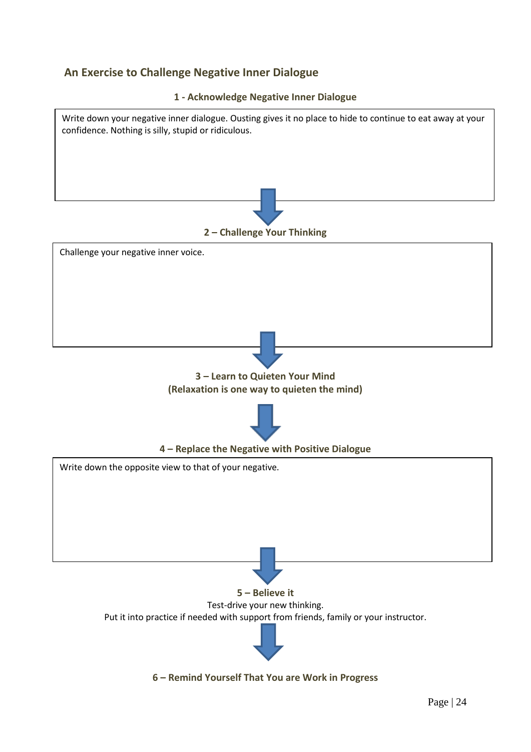## An Exercise to Challenge Negative Inner Dialogue

### 1 - Acknowledge Negative Inner Dialogue

Write down your negative inner dialogue. Ousting gives it no place to hide to continue to eat away at your confidence. Nothing is silly, stupid or ridiculous.

### 2 – Challenge Your Thinking

Challenge your negative inner voice.

### 3 – Learn to Quieten Your Mind

**(Relaxation is one way to quieten the mind)**

### 4 – Replace the Negative with Positive Dialogue

Write down the opposite view to that of your negative.

### 5 – Believe it

Test-drive your new thinking.

Put it into practice if needed with support from friends, family or your instructor.

### 6 – Remind Yourself That You are Work in Progress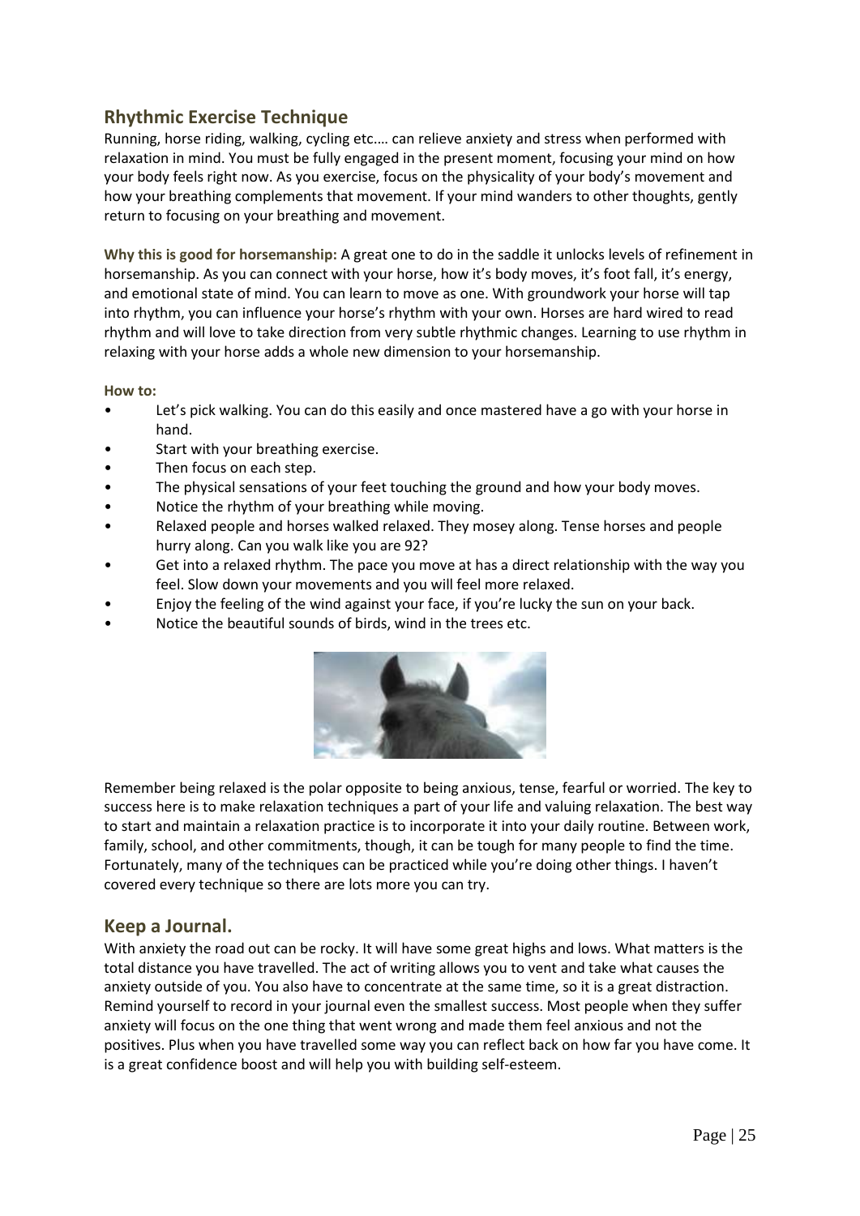## Rhythmic Exercise Technique

Running, horse riding, walking, cycling etc.… can relieve anxiety and stress when performed with relaxation in mind. You must be fully engaged in the present moment, focusing your mind on how your body feels right now. As you exercise, focus on the physicality of your body's movement and how your breathing complements that movement. If your mind wanders to other thoughts, gently return to focusing on your breathing and movement.

**Why this is good for horsemanship:** A great one to do in the saddle it unlocks levels of refinement in horsemanship. As you can connect with your horse, how it's body moves, it's foot fall, it's energy, and emotional state of mind. You can learn to move as one. With groundwork your horse will tap into rhythm, you can influence your horse's rhythm with your own. Horses are hard wired to read rhythm and will love to take direction from very subtle rhythmic changes. Learning to use rhythm in relaxing with your horse adds a whole new dimension to your horsemanship.

**How to:**

- Let's pick walking. You can do this easily and once mastered have a go with your horse in hand.
- Start with your breathing exercise.
- Then focus on each step.
- The physical sensations of your feet touching the ground and how your body moves.
- Notice the rhythm of your breathing while moving.
- Relaxed people and horses walked relaxed. They mosey along. Tense horses and people hurry along. Can you walk like you are 92?
- Get into a relaxed rhythm. The pace you move at has a direct relationship with the way you feel. Slow down your movements and you will feel more relaxed.
- Enjoy the feeling of the wind against your face, if you're lucky the sun on your back.
- Notice the beautiful sounds of birds, wind in the trees etc.

Remember being relaxed is the polar opposite to being anxious, tense, fearful or worried. The key to success here is to make relaxation techniques a part of your life and valuing relaxation. The best way to start and maintain a relaxation practice is to incorporate it into your daily routine. Between work, family, school, and other commitments, though, it can be tough for many people to find the time. Fortunately, many of the techniques can be practiced while you're doing other things. I haven't covered every technique so there are lots more you can try.

## Keep a Journal.

With anxiety the road out can be rocky. It will have some great highs and lows. What matters is the total distance you have travelled. The act of writing allows you to vent and take what causes the anxiety outside of you. You also have to concentrate at the same time, so it is a great distraction. Remind yourself to record in your journal even the smallest success. Most people when they suffer anxiety will focus on the one thing that went wrong and made them feel anxious and not the positives. Plus when you have travelled some way you can reflect back on how far you have come. It is a great confidence boost and will help you with building self-esteem.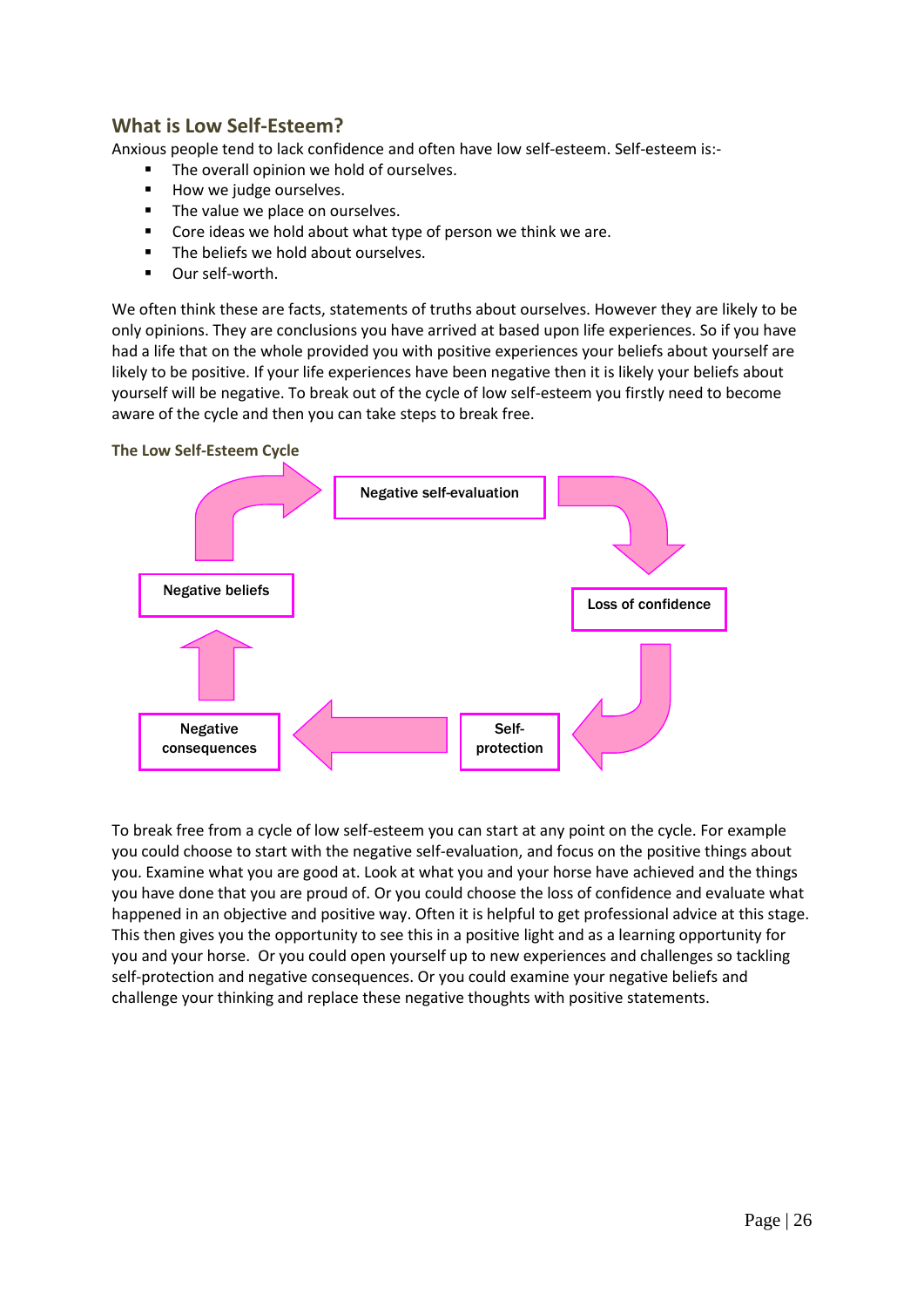## What is Low Self-Esteem?

Anxious people tend to lack confidence and often have low self-esteem. Self-esteem is:-

- The overall opinion we hold of ourselves.
- How we judge ourselves.
- The value we place on ourselves.
- Core ideas we hold about what type of person we think we are.
- The beliefs we hold about ourselves.
- Our self-worth.

We often think these are facts, statements of truths about ourselves. However they are likely to be only opinions. They are conclusions you have arrived at based upon life experiences. So if you have had a life that on the whole provided you with positive experiences your beliefs about yourself are likely to be positive. If your life experiences have been negative then it is likely your beliefs about yourself will be negative. To break out of the cycle of low self-esteem you firstly need to become aware of the cycle and then you can take steps to break free.

### The Low Self-Esteem Cycle

Negative self-evaluation → Loss of confidence → Self-protection → Negative consequences → Negative beliefs → Negative self-evaluation

To break free from a cycle of low self-esteem you can start at any point on the cycle. For example you could choose to start with the negative self-evaluation, and focus on the positive things about you. Examine what you are good at. Look at what you and your horse have achieved and the things you have done that you are proud of. Or you could choose the loss of confidence and evaluate what happened in an objective and positive way. Often it is helpful to get professional advice at this stage. This then gives you the opportunity to see this in a positive light and as a learning opportunity for you and your horse. Or you could open yourself up to new experiences and challenges so tackling self-protection and negative consequences. Or you could examine your negative beliefs and challenge your thinking and replace these negative thoughts with positive statements.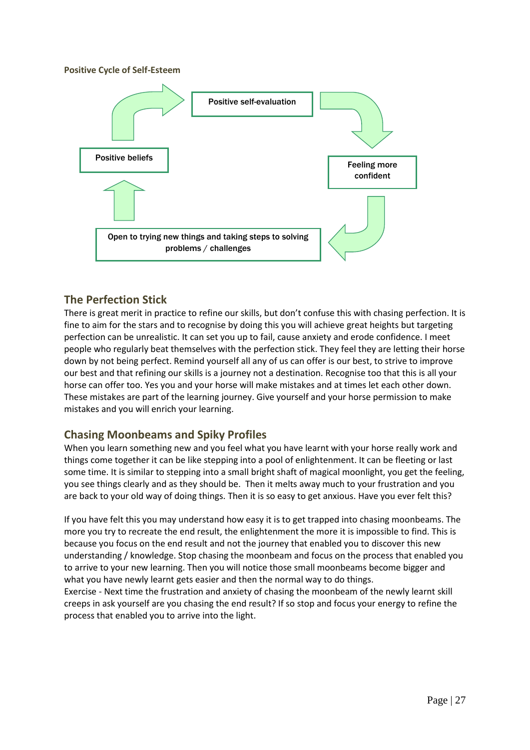**Positive Cycle of Self-Esteem**

Positive self-evaluation

Feeling more confident

Open to trying new things and taking steps to solving problems / challenges

Positive beliefs

## The Perfection Stick

There is great merit in practice to refine our skills, but don't confuse this with chasing perfection. It is fine to aim for the stars and to recognise by doing this you will achieve great heights but targeting perfection can be unrealistic. It can set you up to fail, cause anxiety and erode confidence. I meet people who regularly beat themselves with the perfection stick. They feel they are letting their horse down by not being perfect. Remind yourself all any of us can offer is our best, to strive to improve our best and that refining our skills is a journey not a destination. Recognise too that this is all your horse can offer too. Yes you and your horse will make mistakes and at times let each other down. These mistakes are part of the learning journey. Give yourself and your horse permission to make mistakes and you will enrich your learning.

## Chasing Moonbeams and Spiky Profiles

When you learn something new and you feel what you have learnt with your horse really work and things come together it can be like stepping into a pool of enlightenment. It can be fleeting or last some time. It is similar to stepping into a small bright shaft of magical moonlight, you get the feeling, you see things clearly and as they should be. Then it melts away much to your frustration and you are back to your old way of doing things. Then it is so easy to get anxious. Have you ever felt this?

If you have felt this you may understand how easy it is to get trapped into chasing moonbeams. The more you try to recreate the end result, the enlightenment the more it is impossible to find. This is because you focus on the end result and not the journey that enabled you to discover this new understanding / knowledge. Stop chasing the moonbeam and focus on the process that enabled you to arrive to your new learning. Then you will notice those small moonbeams become bigger and what you have newly learnt gets easier and then the normal way to do things.
Exercise - Next time the frustration and anxiety of chasing the moonbeam of the newly learnt skill creeps in ask yourself are you chasing the end result? If so stop and focus your energy to refine the process that enabled you to arrive into the light.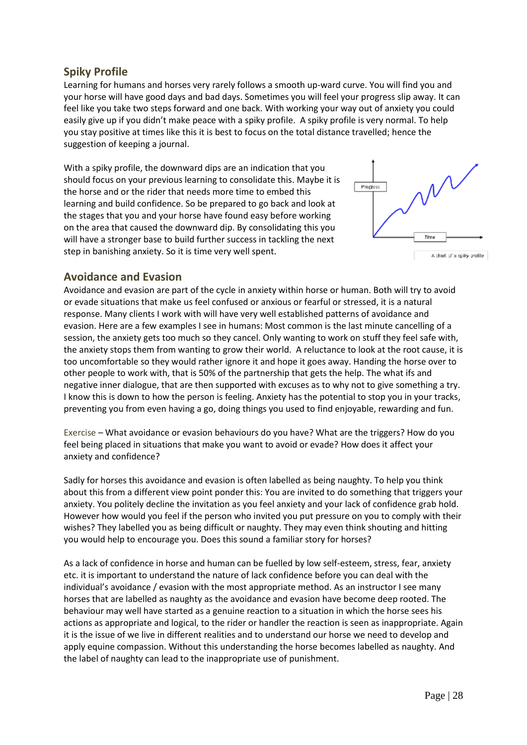## Spiky Profile

Learning for humans and horses very rarely follows a smooth up-ward curve. You will find you and your horse will have good days and bad days. Sometimes you will feel your progress slip away. It can feel like you take two steps forward and one back. With working your way out of anxiety you could easily give up if you didn't make peace with a spiky profile. A spiky profile is very normal. To help you stay positive at times like this it is best to focus on the total distance travelled; hence the suggestion of keeping a journal.

With a spiky profile, the downward dips are an indication that you should focus on your previous learning to consolidate this. Maybe it is the horse and or the rider that needs more time to embed this learning and build confidence. So be prepared to go back and look at the stages that you and your horse have found easy before working on the area that caused the downward dip. By consolidating this you will have a stronger base to build further success in tackling the next step in banishing anxiety. So it is time very well spent.

A chart of a spiky profile

## Avoidance and Evasion

Avoidance and evasion are part of the cycle in anxiety within horse or human. Both will try to avoid or evade situations that make us feel confused or anxious or fearful or stressed, it is a natural response. Many clients I work with will have very well established patterns of avoidance and evasion. Here are a few examples I see in humans: Most common is the last minute cancelling of a session, the anxiety gets too much so they cancel. Only wanting to work on stuff they feel safe with, the anxiety stops them from wanting to grow their world. A reluctance to look at the root cause, it is too uncomfortable so they would rather ignore it and hope it goes away. Handing the horse over to other people to work with, that is 50% of the partnership that gets the help. The what ifs and negative inner dialogue, that are then supported with excuses as to why not to give something a try. I know this is down to how the person is feeling. Anxiety has the potential to stop you in your tracks, preventing you from even having a go, doing things you used to find enjoyable, rewarding and fun.

Exercise – What avoidance or evasion behaviours do you have? What are the triggers? How do you feel being placed in situations that make you want to avoid or evade? How does it affect your anxiety and confidence?

Sadly for horses this avoidance and evasion is often labelled as being naughty. To help you think about this from a different view point ponder this: You are invited to do something that triggers your anxiety. You politely decline the invitation as you feel anxiety and your lack of confidence grab hold. However how would you feel if the person who invited you put pressure on you to comply with their wishes? They labelled you as being difficult or naughty. They may even think shouting and hitting you would help to encourage you. Does this sound a familiar story for horses?

As a lack of confidence in horse and human can be fuelled by low self-esteem, stress, fear, anxiety etc. it is important to understand the nature of lack confidence before you can deal with the individual's avoidance / evasion with the most appropriate method. As an instructor I see many horses that are labelled as naughty as the avoidance and evasion have become deep rooted. The behaviour may well have started as a genuine reaction to a situation in which the horse sees his actions as appropriate and logical, to the rider or handler the reaction is seen as inappropriate. Again it is the issue of we live in different realities and to understand our horse we need to develop and apply equine compassion. Without this understanding the horse becomes labelled as naughty. And the label of naughty can lead to the inappropriate use of punishment.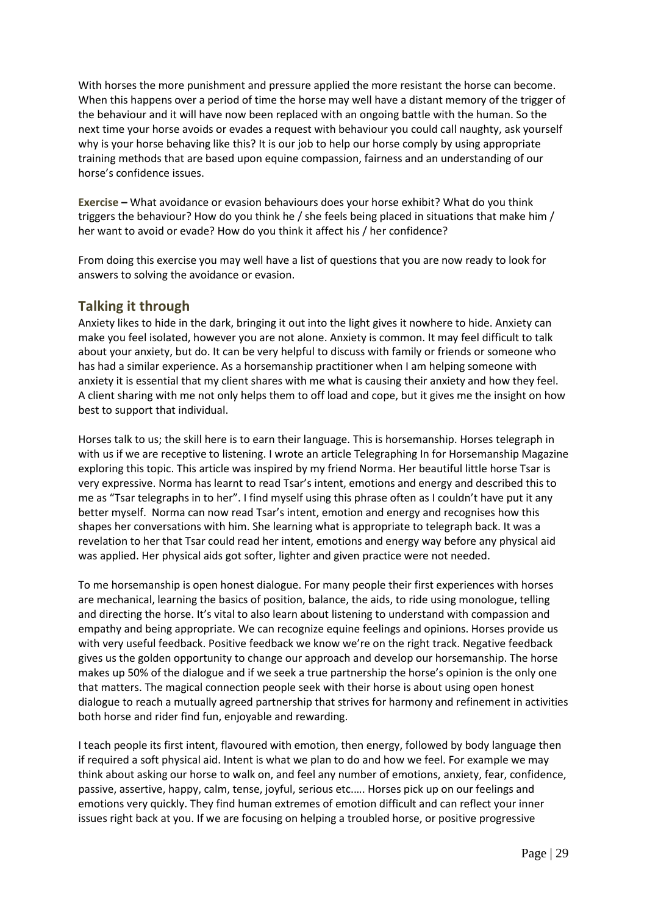With horses the more punishment and pressure applied the more resistant the horse can become. When this happens over a period of time the horse may well have a distant memory of the trigger of the behaviour and it will have now been replaced with an ongoing battle with the human. So the next time your horse avoids or evades a request with behaviour you could call naughty, ask yourself why is your horse behaving like this? It is our job to help our horse comply by using appropriate training methods that are based upon equine compassion, fairness and an understanding of our horse's confidence issues.

**Exercise –** What avoidance or evasion behaviours does your horse exhibit? What do you think triggers the behaviour? How do you think he / she feels being placed in situations that make him / her want to avoid or evade? How do you think it affect his / her confidence?

From doing this exercise you may well have a list of questions that you are now ready to look for answers to solving the avoidance or evasion.

## Talking it through

Anxiety likes to hide in the dark, bringing it out into the light gives it nowhere to hide. Anxiety can make you feel isolated, however you are not alone. Anxiety is common. It may feel difficult to talk about your anxiety, but do. It can be very helpful to discuss with family or friends or someone who has had a similar experience. As a horsemanship practitioner when I am helping someone with anxiety it is essential that my client shares with me what is causing their anxiety and how they feel. A client sharing with me not only helps them to off load and cope, but it gives me the insight on how best to support that individual.

Horses talk to us; the skill here is to earn their language. This is horsemanship. Horses telegraph in with us if we are receptive to listening. I wrote an article Telegraphing In for Horsemanship Magazine exploring this topic. This article was inspired by my friend Norma. Her beautiful little horse Tsar is very expressive. Norma has learnt to read Tsar's intent, emotions and energy and described this to me as "Tsar telegraphs in to her". I find myself using this phrase often as I couldn't have put it any better myself. Norma can now read Tsar's intent, emotion and energy and recognises how this shapes her conversations with him. She learning what is appropriate to telegraph back. It was a revelation to her that Tsar could read her intent, emotions and energy way before any physical aid was applied. Her physical aids got softer, lighter and given practice were not needed.

To me horsemanship is open honest dialogue. For many people their first experiences with horses are mechanical, learning the basics of position, balance, the aids, to ride using monologue, telling and directing the horse. It's vital to also learn about listening to understand with compassion and empathy and being appropriate. We can recognize equine feelings and opinions. Horses provide us with very useful feedback. Positive feedback we know we're on the right track. Negative feedback gives us the golden opportunity to change our approach and develop our horsemanship. The horse makes up 50% of the dialogue and if we seek a true partnership the horse's opinion is the only one that matters. The magical connection people seek with their horse is about using open honest dialogue to reach a mutually agreed partnership that strives for harmony and refinement in activities both horse and rider find fun, enjoyable and rewarding.

I teach people its first intent, flavoured with emotion, then energy, followed by body language then if required a soft physical aid. Intent is what we plan to do and how we feel. For example we may think about asking our horse to walk on, and feel any number of emotions, anxiety, fear, confidence, passive, assertive, happy, calm, tense, joyful, serious etc..... Horses pick up on our feelings and emotions very quickly. They find human extremes of emotion difficult and can reflect your inner issues right back at you. If we are focusing on helping a troubled horse, or positive progressive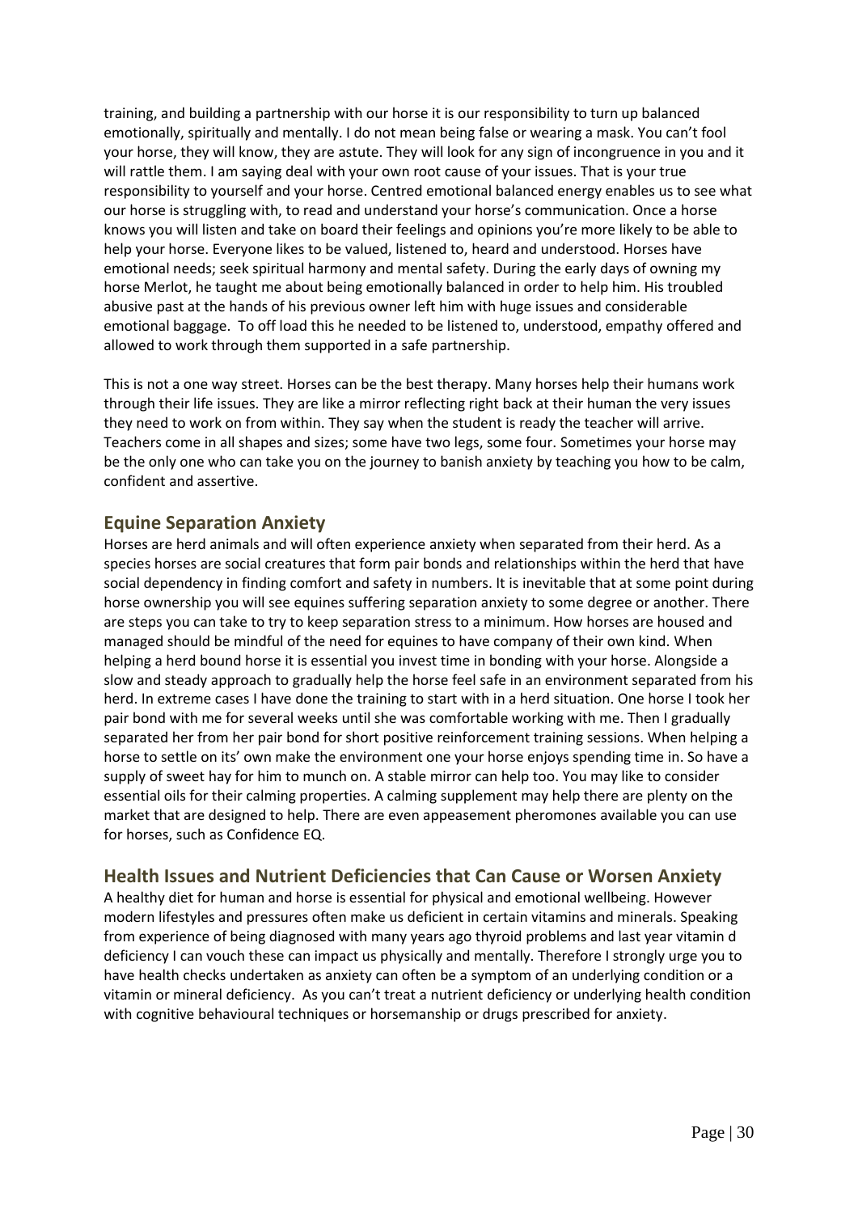training, and building a partnership with our horse it is our responsibility to turn up balanced emotionally, spiritually and mentally. I do not mean being false or wearing a mask. You can't fool your horse, they will know, they are astute. They will look for any sign of incongruence in you and it will rattle them. I am saying deal with your own root cause of your issues. That is your true responsibility to yourself and your horse. Centred emotional balanced energy enables us to see what our horse is struggling with, to read and understand your horse's communication. Once a horse knows you will listen and take on board their feelings and opinions you're more likely to be able to help your horse. Everyone likes to be valued, listened to, heard and understood. Horses have emotional needs; seek spiritual harmony and mental safety. During the early days of owning my horse Merlot, he taught me about being emotionally balanced in order to help him. His troubled abusive past at the hands of his previous owner left him with huge issues and considerable emotional baggage. To off load this he needed to be listened to, understood, empathy offered and allowed to work through them supported in a safe partnership.

This is not a one way street. Horses can be the best therapy. Many horses help their humans work through their life issues. They are like a mirror reflecting right back at their human the very issues they need to work on from within. They say when the student is ready the teacher will arrive. Teachers come in all shapes and sizes; some have two legs, some four. Sometimes your horse may be the only one who can take you on the journey to banish anxiety by teaching you how to be calm, confident and assertive.

## Equine Separation Anxiety

Horses are herd animals and will often experience anxiety when separated from their herd. As a species horses are social creatures that form pair bonds and relationships within the herd that have social dependency in finding comfort and safety in numbers. It is inevitable that at some point during horse ownership you will see equines suffering separation anxiety to some degree or another. There are steps you can take to try to keep separation stress to a minimum. How horses are housed and managed should be mindful of the need for equines to have company of their own kind. When helping a herd bound horse it is essential you invest time in bonding with your horse. Alongside a slow and steady approach to gradually help the horse feel safe in an environment separated from his herd. In extreme cases I have done the training to start with in a herd situation. One horse I took her pair bond with me for several weeks until she was comfortable working with me. Then I gradually separated her from her pair bond for short positive reinforcement training sessions. When helping a horse to settle on its' own make the environment one your horse enjoys spending time in. So have a supply of sweet hay for him to munch on. A stable mirror can help too. You may like to consider essential oils for their calming properties. A calming supplement may help there are plenty on the market that are designed to help. There are even appeasement pheromones available you can use for horses, such as Confidence EQ.

## Health Issues and Nutrient Deficiencies that Can Cause or Worsen Anxiety

A healthy diet for human and horse is essential for physical and emotional wellbeing. However modern lifestyles and pressures often make us deficient in certain vitamins and minerals. Speaking from experience of being diagnosed with many years ago thyroid problems and last year vitamin d deficiency I can vouch these can impact us physically and mentally. Therefore I strongly urge you to have health checks undertaken as anxiety can often be a symptom of an underlying condition or a vitamin or mineral deficiency. As you can't treat a nutrient deficiency or underlying health condition with cognitive behavioural techniques or horsemanship or drugs prescribed for anxiety.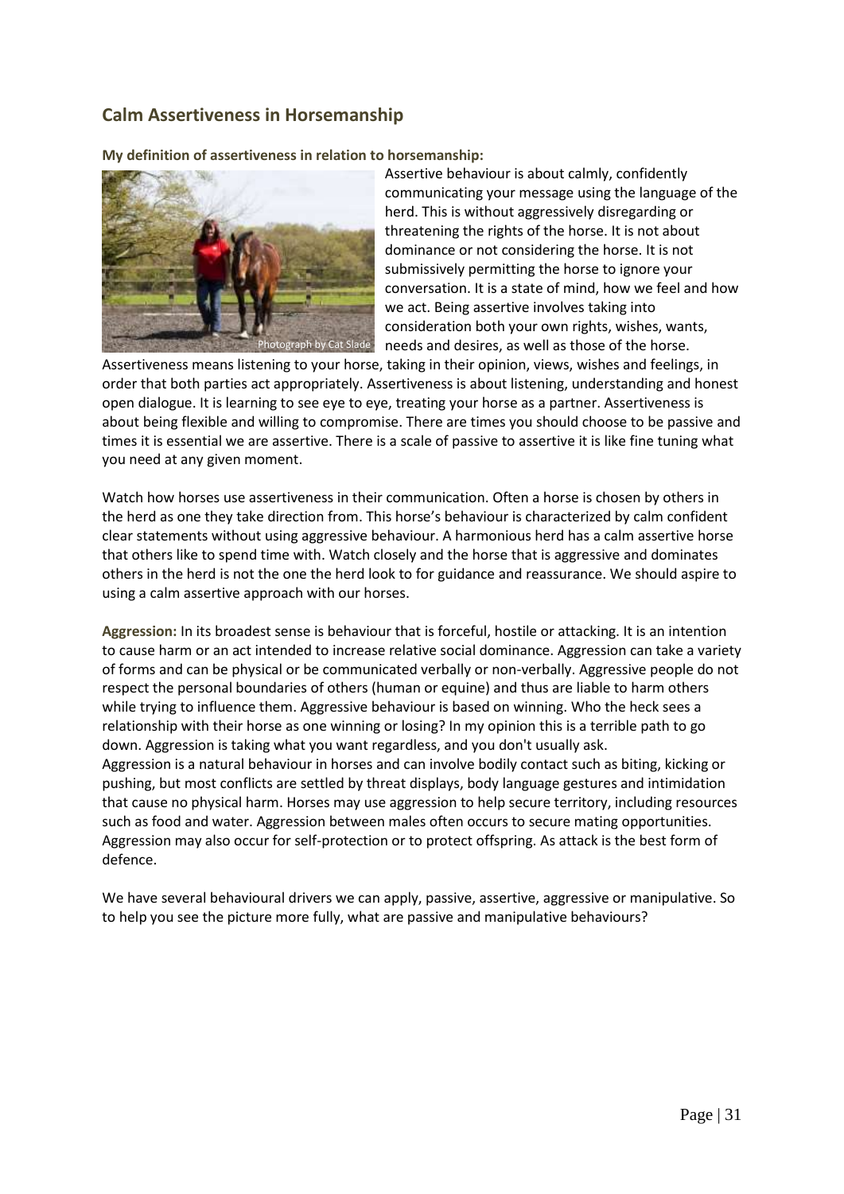## Calm Assertiveness in Horsemanship

**My definition of assertiveness in relation to horsemanship:**

Photograph by Cat Slade

Assertive behaviour is about calmly, confidently communicating your message using the language of the herd. This is without aggressively disregarding or threatening the rights of the horse. It is not about dominance or not considering the horse. It is not submissively permitting the horse to ignore your conversation. It is a state of mind, how we feel and how we act. Being assertive involves taking into consideration both your own rights, wishes, wants, needs and desires, as well as those of the horse. Assertiveness means listening to your horse, taking in their opinion, views, wishes and feelings, in order that both parties act appropriately. Assertiveness is about listening, understanding and honest open dialogue. It is learning to see eye to eye, treating your horse as a partner. Assertiveness is about being flexible and willing to compromise. There are times you should choose to be passive and times it is essential we are assertive. There is a scale of passive to assertive it is like fine tuning what you need at any given moment.

Watch how horses use assertiveness in their communication. Often a horse is chosen by others in the herd as one they take direction from. This horse's behaviour is characterized by calm confident clear statements without using aggressive behaviour. A harmonious herd has a calm assertive horse that others like to spend time with. Watch closely and the horse that is aggressive and dominates others in the herd is not the one the herd look to for guidance and reassurance. We should aspire to using a calm assertive approach with our horses.

**Aggression:** In its broadest sense is behaviour that is forceful, hostile or attacking. It is an intention to cause harm or an act intended to increase relative social dominance. Aggression can take a variety of forms and can be physical or be communicated verbally or non-verbally. Aggressive people do not respect the personal boundaries of others (human or equine) and thus are liable to harm others while trying to influence them. Aggressive behaviour is based on winning. Who the heck sees a relationship with their horse as one winning or losing? In my opinion this is a terrible path to go down. Aggression is taking what you want regardless, and you don't usually ask.
Aggression is a natural behaviour in horses and can involve bodily contact such as biting, kicking or pushing, but most conflicts are settled by threat displays, body language gestures and intimidation that cause no physical harm. Horses may use aggression to help secure territory, including resources such as food and water. Aggression between males often occurs to secure mating opportunities. Aggression may also occur for self-protection or to protect offspring. As attack is the best form of defence.

We have several behavioural drivers we can apply, passive, assertive, aggressive or manipulative. So to help you see the picture more fully, what are passive and manipulative behaviours?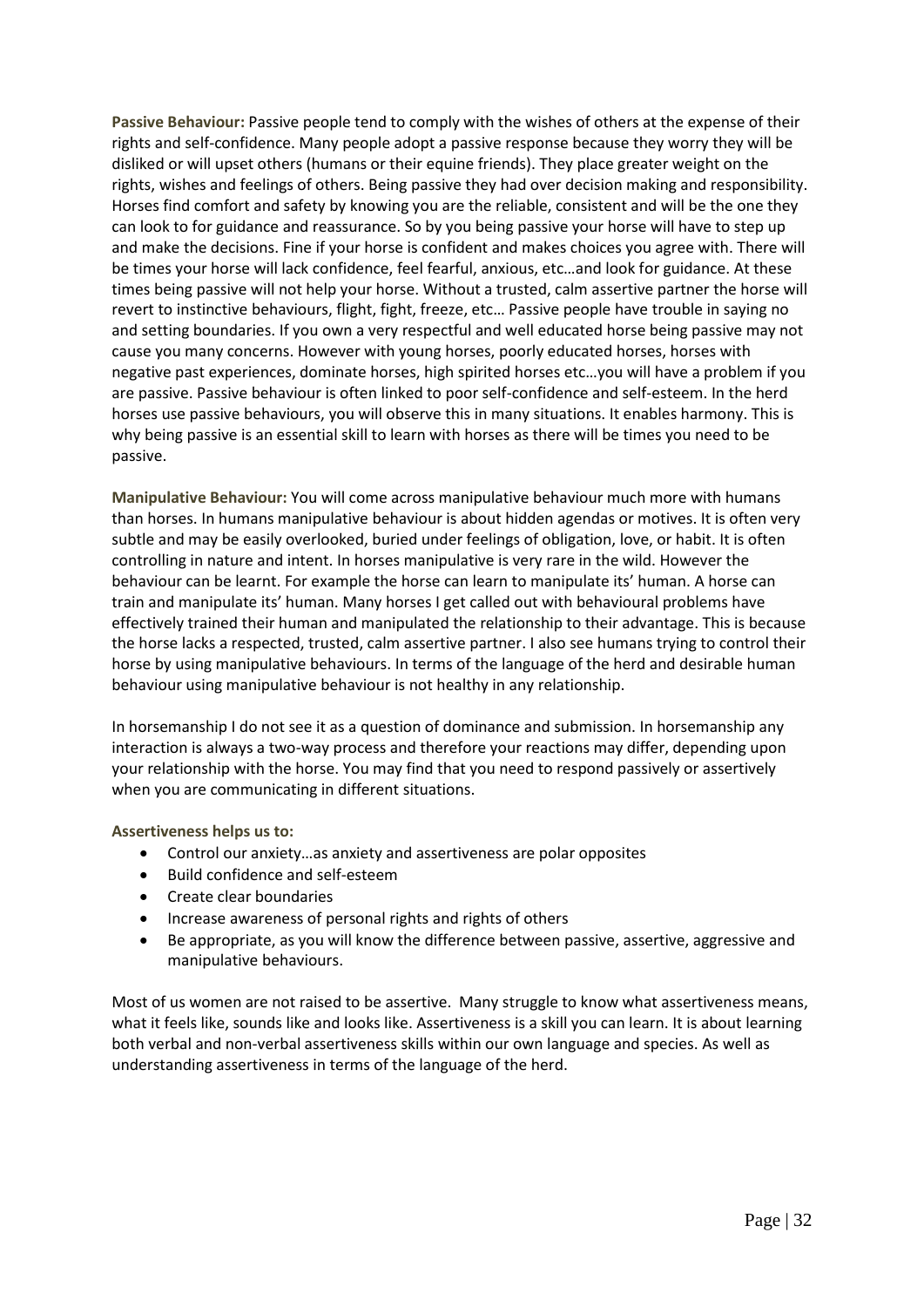**Passive Behaviour:** Passive people tend to comply with the wishes of others at the expense of their rights and self-confidence. Many people adopt a passive response because they worry they will be disliked or will upset others (humans or their equine friends). They place greater weight on the rights, wishes and feelings of others. Being passive they had over decision making and responsibility. Horses find comfort and safety by knowing you are the reliable, consistent and will be the one they can look to for guidance and reassurance. So by you being passive your horse will have to step up and make the decisions. Fine if your horse is confident and makes choices you agree with. There will be times your horse will lack confidence, feel fearful, anxious, etc…and look for guidance. At these times being passive will not help your horse. Without a trusted, calm assertive partner the horse will revert to instinctive behaviours, flight, fight, freeze, etc… Passive people have trouble in saying no and setting boundaries. If you own a very respectful and well educated horse being passive may not cause you many concerns. However with young horses, poorly educated horses, horses with negative past experiences, dominate horses, high spirited horses etc…you will have a problem if you are passive. Passive behaviour is often linked to poor self-confidence and self-esteem. In the herd horses use passive behaviours, you will observe this in many situations. It enables harmony. This is why being passive is an essential skill to learn with horses as there will be times you need to be passive.

**Manipulative Behaviour:** You will come across manipulative behaviour much more with humans than horses. In humans manipulative behaviour is about hidden agendas or motives. It is often very subtle and may be easily overlooked, buried under feelings of obligation, love, or habit. It is often controlling in nature and intent. In horses manipulative is very rare in the wild. However the behaviour can be learnt. For example the horse can learn to manipulate its' human. A horse can train and manipulate its' human. Many horses I get called out with behavioural problems have effectively trained their human and manipulated the relationship to their advantage. This is because the horse lacks a respected, trusted, calm assertive partner. I also see humans trying to control their horse by using manipulative behaviours. In terms of the language of the herd and desirable human behaviour using manipulative behaviour is not healthy in any relationship.

In horsemanship I do not see it as a question of dominance and submission. In horsemanship any interaction is always a two-way process and therefore your reactions may differ, depending upon your relationship with the horse. You may find that you need to respond passively or assertively when you are communicating in different situations.

**Assertiveness helps us to:**

- Control our anxiety…as anxiety and assertiveness are polar opposites
- Build confidence and self-esteem
- Create clear boundaries
- Increase awareness of personal rights and rights of others
- Be appropriate, as you will know the difference between passive, assertive, aggressive and manipulative behaviours.

Most of us women are not raised to be assertive. Many struggle to know what assertiveness means, what it feels like, sounds like and looks like. Assertiveness is a skill you can learn. It is about learning both verbal and non-verbal assertiveness skills within our own language and species. As well as understanding assertiveness in terms of the language of the herd.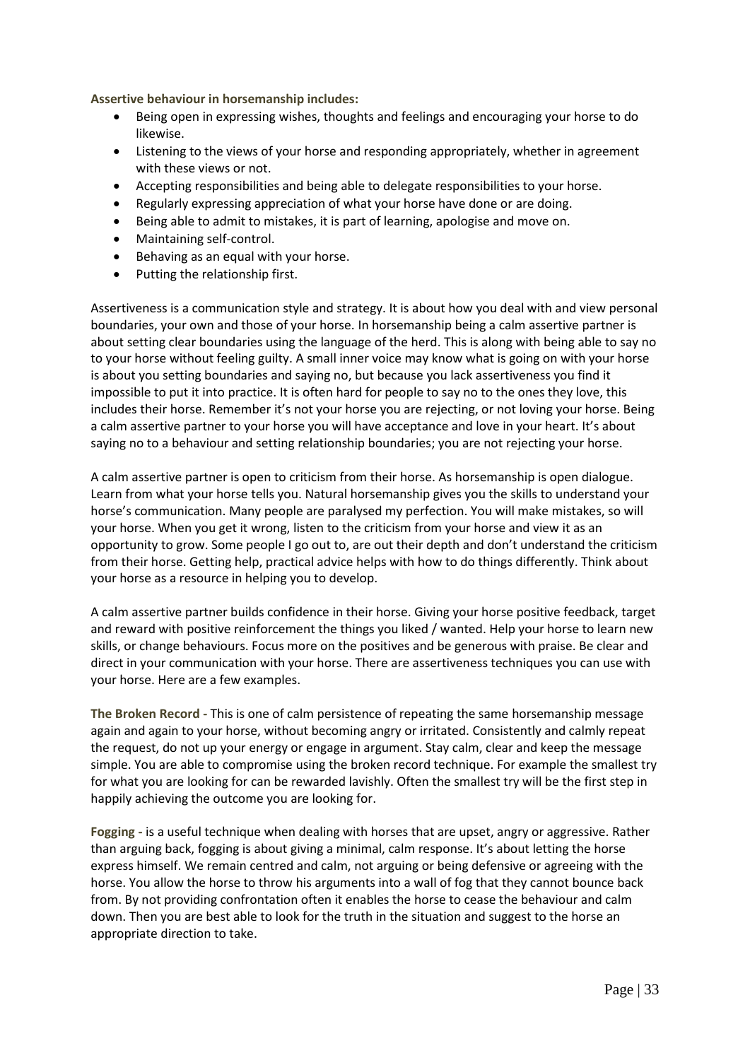**Assertive behaviour in horsemanship includes:**

- Being open in expressing wishes, thoughts and feelings and encouraging your horse to do likewise.
- Listening to the views of your horse and responding appropriately, whether in agreement with these views or not.
- Accepting responsibilities and being able to delegate responsibilities to your horse.
- Regularly expressing appreciation of what your horse have done or are doing.
- Being able to admit to mistakes, it is part of learning, apologise and move on.
- Maintaining self-control.
- Behaving as an equal with your horse.
- Putting the relationship first.

Assertiveness is a communication style and strategy. It is about how you deal with and view personal boundaries, your own and those of your horse. In horsemanship being a calm assertive partner is about setting clear boundaries using the language of the herd. This is along with being able to say no to your horse without feeling guilty. A small inner voice may know what is going on with your horse is about you setting boundaries and saying no, but because you lack assertiveness you find it impossible to put it into practice. It is often hard for people to say no to the ones they love, this includes their horse. Remember it's not your horse you are rejecting, or not loving your horse. Being a calm assertive partner to your horse you will have acceptance and love in your heart. It's about saying no to a behaviour and setting relationship boundaries; you are not rejecting your horse.

A calm assertive partner is open to criticism from their horse. As horsemanship is open dialogue. Learn from what your horse tells you. Natural horsemanship gives you the skills to understand your horse's communication. Many people are paralysed my perfection. You will make mistakes, so will your horse. When you get it wrong, listen to the criticism from your horse and view it as an opportunity to grow. Some people I go out to, are out their depth and don't understand the criticism from their horse. Getting help, practical advice helps with how to do things differently. Think about your horse as a resource in helping you to develop.

A calm assertive partner builds confidence in their horse. Giving your horse positive feedback, target and reward with positive reinforcement the things you liked / wanted. Help your horse to learn new skills, or change behaviours. Focus more on the positives and be generous with praise. Be clear and direct in your communication with your horse. There are assertiveness techniques you can use with your horse. Here are a few examples.

**The Broken Record -** This is one of calm persistence of repeating the same horsemanship message again and again to your horse, without becoming angry or irritated. Consistently and calmly repeat the request, do not up your energy or engage in argument. Stay calm, clear and keep the message simple. You are able to compromise using the broken record technique. For example the smallest try for what you are looking for can be rewarded lavishly. Often the smallest try will be the first step in happily achieving the outcome you are looking for.

**Fogging -** is a useful technique when dealing with horses that are upset, angry or aggressive. Rather than arguing back, fogging is about giving a minimal, calm response. It's about letting the horse express himself. We remain centred and calm, not arguing or being defensive or agreeing with the horse. You allow the horse to throw his arguments into a wall of fog that they cannot bounce back from. By not providing confrontation often it enables the horse to cease the behaviour and calm down. Then you are best able to look for the truth in the situation and suggest to the horse an appropriate direction to take.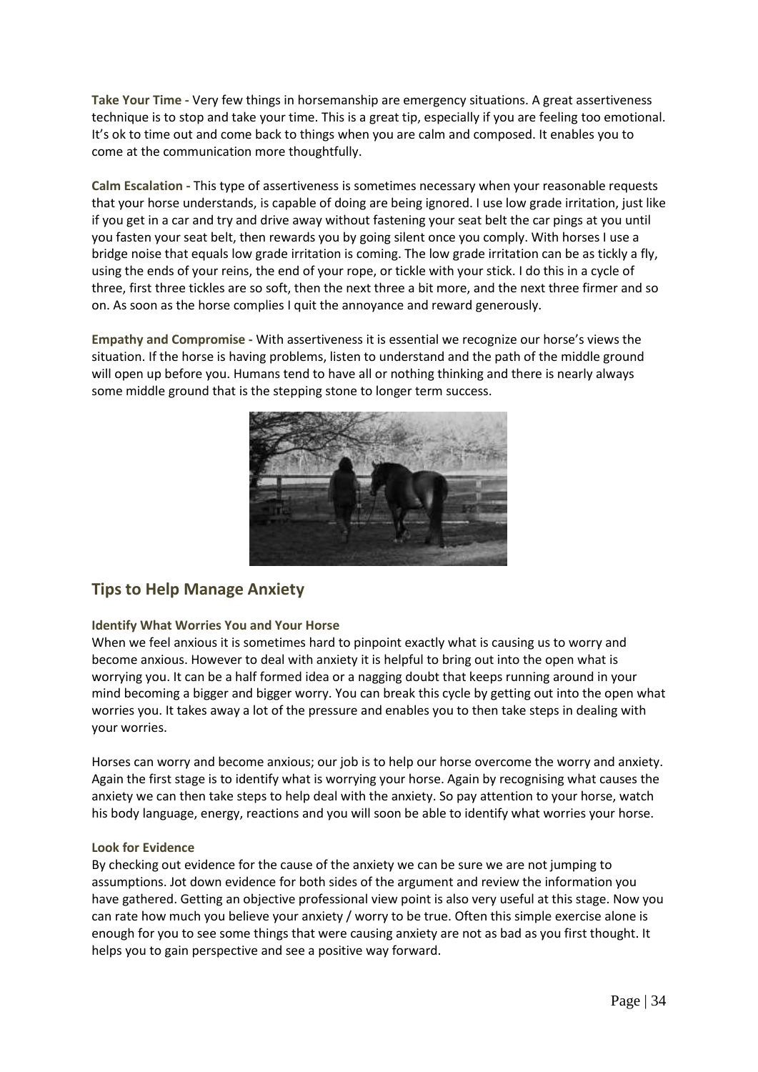**Take Your Time -** Very few things in horsemanship are emergency situations. A great assertiveness technique is to stop and take your time. This is a great tip, especially if you are feeling too emotional. It's ok to time out and come back to things when you are calm and composed. It enables you to come at the communication more thoughtfully.

**Calm Escalation -** This type of assertiveness is sometimes necessary when your reasonable requests that your horse understands, is capable of doing are being ignored. I use low grade irritation, just like if you get in a car and try and drive away without fastening your seat belt the car pings at you until you fasten your seat belt, then rewards you by going silent once you comply. With horses I use a bridge noise that equals low grade irritation is coming. The low grade irritation can be as tickly a fly, using the ends of your reins, the end of your rope, or tickle with your stick. I do this in a cycle of three, first three tickles are so soft, then the next three a bit more, and the next three firmer and so on. As soon as the horse complies I quit the annoyance and reward generously.

**Empathy and Compromise -** With assertiveness it is essential we recognize our horse's views the situation. If the horse is having problems, listen to understand and the path of the middle ground will open up before you. Humans tend to have all or nothing thinking and there is nearly always some middle ground that is the stepping stone to longer term success.

## Tips to Help Manage Anxiety

### Identify What Worries You and Your Horse

When we feel anxious it is sometimes hard to pinpoint exactly what is causing us to worry and become anxious. However to deal with anxiety it is helpful to bring out into the open what is worrying you. It can be a half formed idea or a nagging doubt that keeps running around in your mind becoming a bigger and bigger worry. You can break this cycle by getting out into the open what worries you. It takes away a lot of the pressure and enables you to then take steps in dealing with your worries.

Horses can worry and become anxious; our job is to help our horse overcome the worry and anxiety. Again the first stage is to identify what is worrying your horse. Again by recognising what causes the anxiety we can then take steps to help deal with the anxiety. So pay attention to your horse, watch his body language, energy, reactions and you will soon be able to identify what worries your horse.

### Look for Evidence

By checking out evidence for the cause of the anxiety we can be sure we are not jumping to assumptions. Jot down evidence for both sides of the argument and review the information you have gathered. Getting an objective professional view point is also very useful at this stage. Now you can rate how much you believe your anxiety / worry to be true. Often this simple exercise alone is enough for you to see some things that were causing anxiety are not as bad as you first thought. It helps you to gain perspective and see a positive way forward.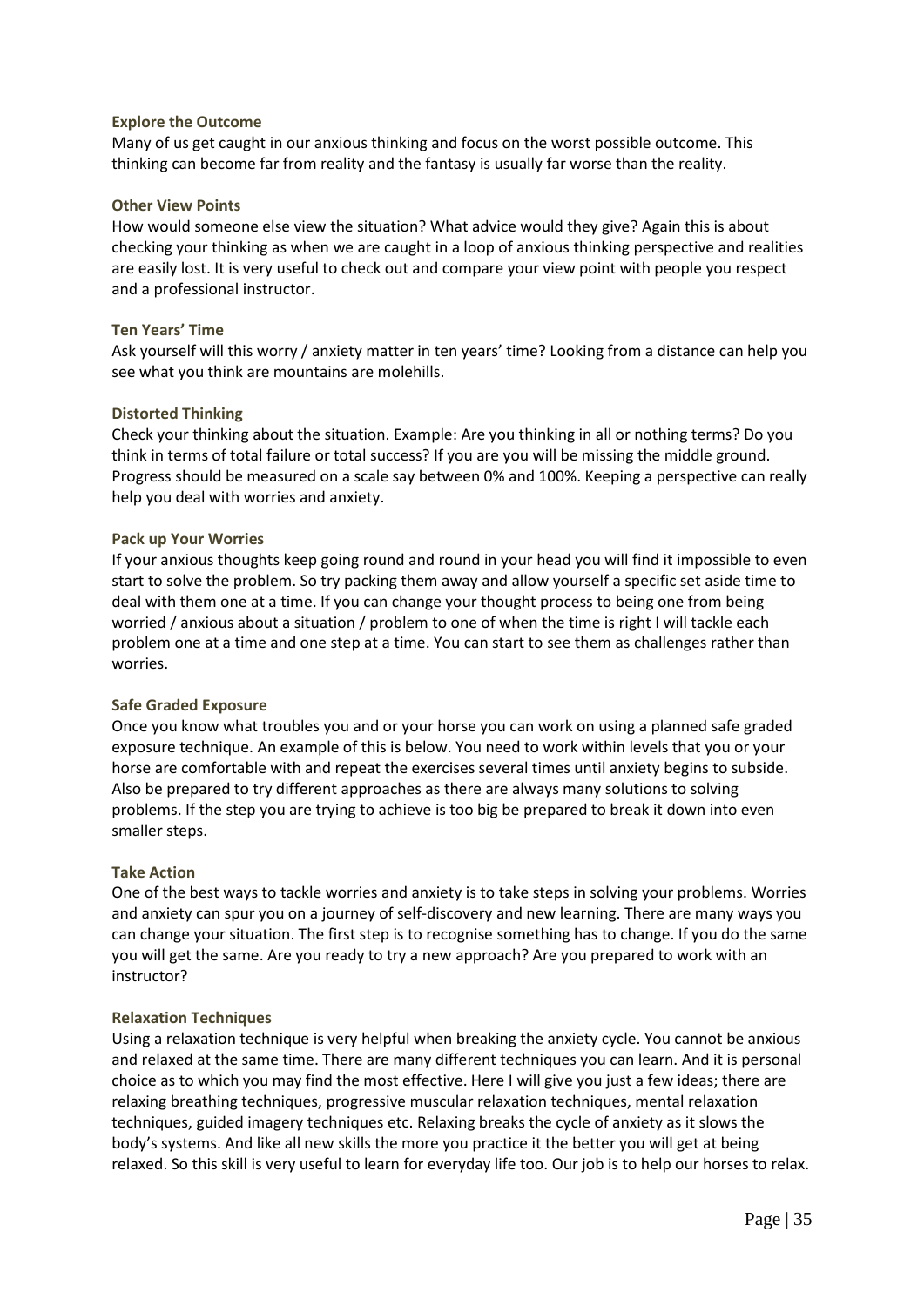### Explore the Outcome

Many of us get caught in our anxious thinking and focus on the worst possible outcome. This thinking can become far from reality and the fantasy is usually far worse than the reality.

### Other View Points

How would someone else view the situation? What advice would they give? Again this is about checking your thinking as when we are caught in a loop of anxious thinking perspective and realities are easily lost. It is very useful to check out and compare your view point with people you respect and a professional instructor.

### Ten Years' Time

Ask yourself will this worry / anxiety matter in ten years' time? Looking from a distance can help you see what you think are mountains are molehills.

### Distorted Thinking

Check your thinking about the situation. Example: Are you thinking in all or nothing terms? Do you think in terms of total failure or total success? If you are you will be missing the middle ground. Progress should be measured on a scale say between 0% and 100%. Keeping a perspective can really help you deal with worries and anxiety.

### Pack up Your Worries

If your anxious thoughts keep going round and round in your head you will find it impossible to even start to solve the problem. So try packing them away and allow yourself a specific set aside time to deal with them one at a time. If you can change your thought process to being one from being worried / anxious about a situation / problem to one of when the time is right I will tackle each problem one at a time and one step at a time. You can start to see them as challenges rather than worries.

### Safe Graded Exposure

Once you know what troubles you and or your horse you can work on using a planned safe graded exposure technique. An example of this is below. You need to work within levels that you or your horse are comfortable with and repeat the exercises several times until anxiety begins to subside. Also be prepared to try different approaches as there are always many solutions to solving problems. If the step you are trying to achieve is too big be prepared to break it down into even smaller steps.

### Take Action

One of the best ways to tackle worries and anxiety is to take steps in solving your problems. Worries and anxiety can spur you on a journey of self-discovery and new learning. There are many ways you can change your situation. The first step is to recognise something has to change. If you do the same you will get the same. Are you ready to try a new approach? Are you prepared to work with an instructor?

### Relaxation Techniques

Using a relaxation technique is very helpful when breaking the anxiety cycle. You cannot be anxious and relaxed at the same time. There are many different techniques you can learn. And it is personal choice as to which you may find the most effective. Here I will give you just a few ideas; there are relaxing breathing techniques, progressive muscular relaxation techniques, mental relaxation techniques, guided imagery techniques etc. Relaxing breaks the cycle of anxiety as it slows the body's systems. And like all new skills the more you practice it the better you will get at being relaxed. So this skill is very useful to learn for everyday life too. Our job is to help our horses to relax.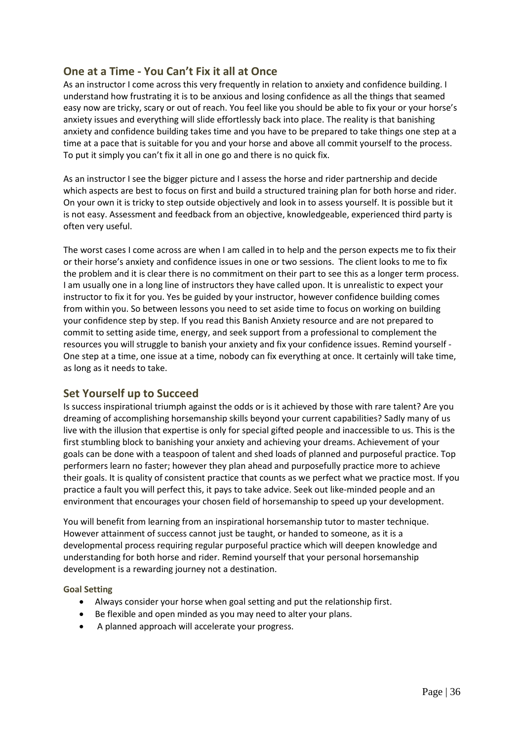## One at a Time - You Can't Fix it all at Once

As an instructor I come across this very frequently in relation to anxiety and confidence building. I understand how frustrating it is to be anxious and losing confidence as all the things that seamed easy now are tricky, scary or out of reach. You feel like you should be able to fix your or your horse's anxiety issues and everything will slide effortlessly back into place. The reality is that banishing anxiety and confidence building takes time and you have to be prepared to take things one step at a time at a pace that is suitable for you and your horse and above all commit yourself to the process. To put it simply you can't fix it all in one go and there is no quick fix.

As an instructor I see the bigger picture and I assess the horse and rider partnership and decide which aspects are best to focus on first and build a structured training plan for both horse and rider. On your own it is tricky to step outside objectively and look in to assess yourself. It is possible but it is not easy. Assessment and feedback from an objective, knowledgeable, experienced third party is often very useful.

The worst cases I come across are when I am called in to help and the person expects me to fix their or their horse's anxiety and confidence issues in one or two sessions. The client looks to me to fix the problem and it is clear there is no commitment on their part to see this as a longer term process. I am usually one in a long line of instructors they have called upon. It is unrealistic to expect your instructor to fix it for you. Yes be guided by your instructor, however confidence building comes from within you. So between lessons you need to set aside time to focus on working on building your confidence step by step. If you read this Banish Anxiety resource and are not prepared to commit to setting aside time, energy, and seek support from a professional to complement the resources you will struggle to banish your anxiety and fix your confidence issues. Remind yourself - One step at a time, one issue at a time, nobody can fix everything at once. It certainly will take time, as long as it needs to take.

## Set Yourself up to Succeed

Is success inspirational triumph against the odds or is it achieved by those with rare talent? Are you dreaming of accomplishing horsemanship skills beyond your current capabilities? Sadly many of us live with the illusion that expertise is only for special gifted people and inaccessible to us. This is the first stumbling block to banishing your anxiety and achieving your dreams. Achievement of your goals can be done with a teaspoon of talent and shed loads of planned and purposeful practice. Top performers learn no faster; however they plan ahead and purposefully practice more to achieve their goals. It is quality of consistent practice that counts as we perfect what we practice most. If you practice a fault you will perfect this, it pays to take advice. Seek out like-minded people and an environment that encourages your chosen field of horsemanship to speed up your development.

You will benefit from learning from an inspirational horsemanship tutor to master technique. However attainment of success cannot just be taught, or handed to someone, as it is a developmental process requiring regular purposeful practice which will deepen knowledge and understanding for both horse and rider. Remind yourself that your personal horsemanship development is a rewarding journey not a destination.

### Goal Setting

- Always consider your horse when goal setting and put the relationship first.
- Be flexible and open minded as you may need to alter your plans.
- A planned approach will accelerate your progress.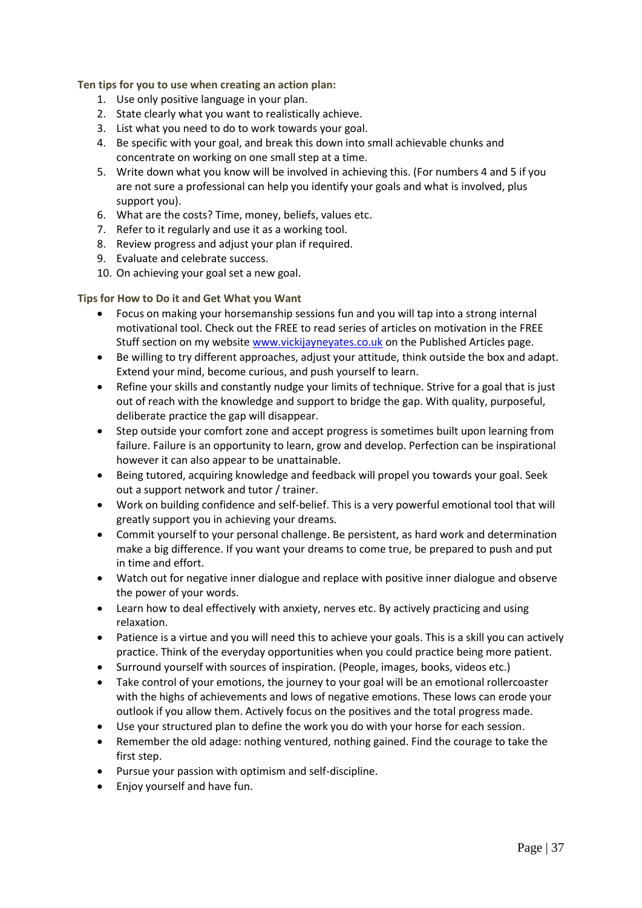**Ten tips for you to use when creating an action plan:**

1. Use only positive language in your plan.
2. State clearly what you want to realistically achieve.
3. List what you need to do to work towards your goal.
4. Be specific with your goal, and break this down into small achievable chunks and concentrate on working on one small step at a time.
5. Write down what you know will be involved in achieving this. (For numbers 4 and 5 if you are not sure a professional can help you identify your goals and what is involved, plus support you).
6. What are the costs? Time, money, beliefs, values etc.
7. Refer to it regularly and use it as a working tool.
8. Review progress and adjust your plan if required.
9. Evaluate and celebrate success.
10. On achieving your goal set a new goal.

**Tips for How to Do it and Get What you Want**

- Focus on making your horsemanship sessions fun and you will tap into a strong internal motivational tool. Check out the FREE to read series of articles on motivation in the FREE Stuff section on my website [www.vickijayneyates.co.uk](http://www.vickijayneyates.co.uk) on the Published Articles page.
- Be willing to try different approaches, adjust your attitude, think outside the box and adapt. Extend your mind, become curious, and push yourself to learn.
- Refine your skills and constantly nudge your limits of technique. Strive for a goal that is just out of reach with the knowledge and support to bridge the gap. With quality, purposeful, deliberate practice the gap will disappear.
- Step outside your comfort zone and accept progress is sometimes built upon learning from failure. Failure is an opportunity to learn, grow and develop. Perfection can be inspirational however it can also appear to be unattainable.
- Being tutored, acquiring knowledge and feedback will propel you towards your goal. Seek out a support network and tutor / trainer.
- Work on building confidence and self-belief. This is a very powerful emotional tool that will greatly support you in achieving your dreams.
- Commit yourself to your personal challenge. Be persistent, as hard work and determination make a big difference. If you want your dreams to come true, be prepared to push and put in time and effort.
- Watch out for negative inner dialogue and replace with positive inner dialogue and observe the power of your words.
- Learn how to deal effectively with anxiety, nerves etc. By actively practicing and using relaxation.
- Patience is a virtue and you will need this to achieve your goals. This is a skill you can actively practice. Think of the everyday opportunities when you could practice being more patient.
- Surround yourself with sources of inspiration. (People, images, books, videos etc.)
- Take control of your emotions, the journey to your goal will be an emotional rollercoaster with the highs of achievements and lows of negative emotions. These lows can erode your outlook if you allow them. Actively focus on the positives and the total progress made.
- Use your structured plan to define the work you do with your horse for each session.
- Remember the old adage: nothing ventured, nothing gained. Find the courage to take the first step.
- Pursue your passion with optimism and self-discipline.
- Enjoy yourself and have fun.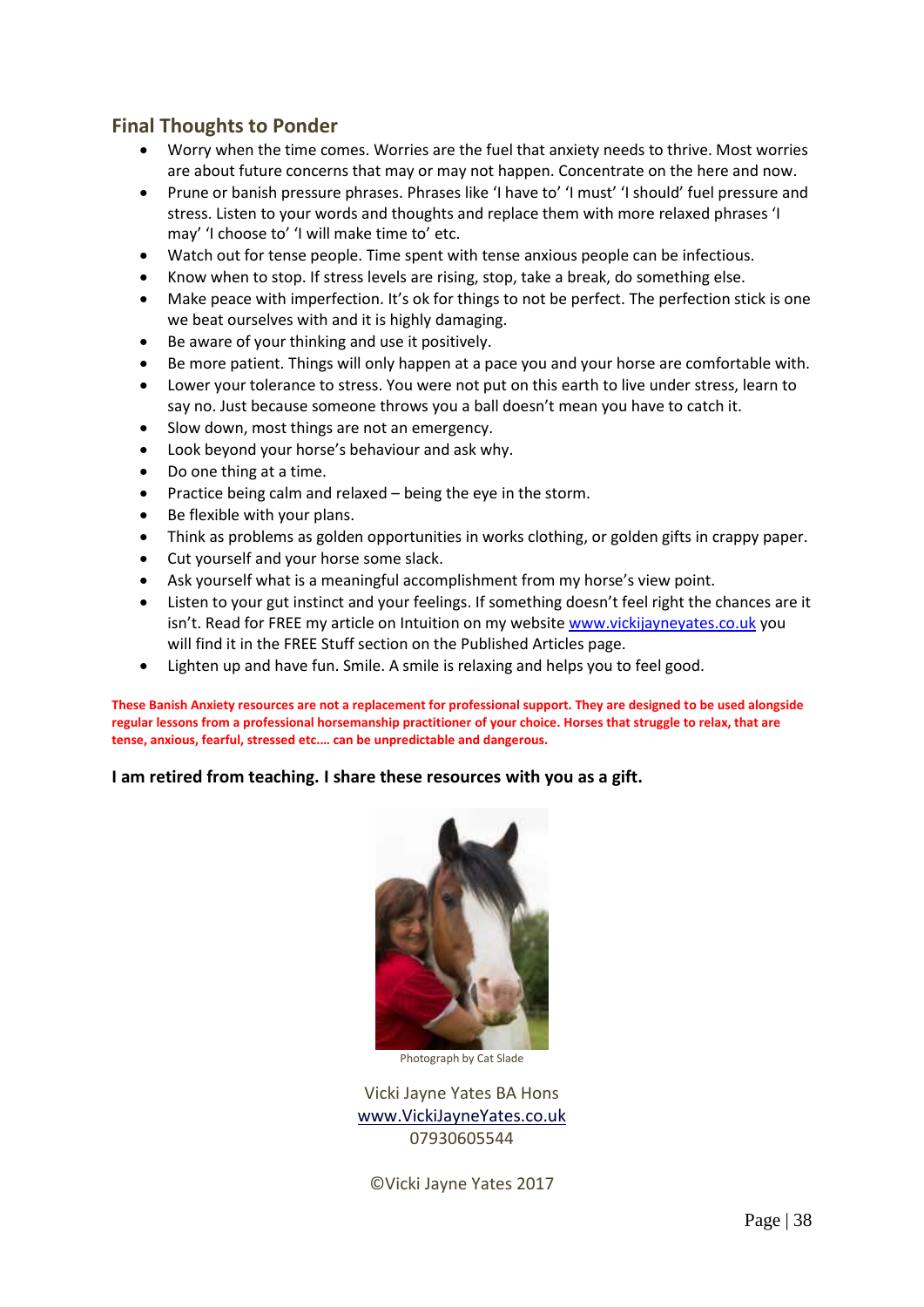## Final Thoughts to Ponder

- Worry when the time comes. Worries are the fuel that anxiety needs to thrive. Most worries are about future concerns that may or may not happen. Concentrate on the here and now.
- Prune or banish pressure phrases. Phrases like 'I have to' 'I must' 'I should' fuel pressure and stress. Listen to your words and thoughts and replace them with more relaxed phrases 'I may' 'I choose to' 'I will make time to' etc.
- Watch out for tense people. Time spent with tense anxious people can be infectious.
- Know when to stop. If stress levels are rising, stop, take a break, do something else.
- Make peace with imperfection. It's ok for things to not be perfect. The perfection stick is one we beat ourselves with and it is highly damaging.
- Be aware of your thinking and use it positively.
- Be more patient. Things will only happen at a pace you and your horse are comfortable with.
- Lower your tolerance to stress. You were not put on this earth to live under stress, learn to say no. Just because someone throws you a ball doesn't mean you have to catch it.
- Slow down, most things are not an emergency.
- Look beyond your horse's behaviour and ask why.
- Do one thing at a time.
- Practice being calm and relaxed – being the eye in the storm.
- Be flexible with your plans.
- Think as problems as golden opportunities in works clothing, or golden gifts in crappy paper.
- Cut yourself and your horse some slack.
- Ask yourself what is a meaningful accomplishment from my horse's view point.
- Listen to your gut instinct and your feelings. If something doesn't feel right the chances are it isn't. Read for FREE my article on Intuition on my website www.vickijayneyates.co.uk you will find it in the FREE Stuff section on the Published Articles page.
- Lighten up and have fun. Smile. A smile is relaxing and helps you to feel good.

**These Banish Anxiety resources are not a replacement for professional support. They are designed to be used alongside regular lessons from a professional horsemanship practitioner of your choice. Horses that struggle to relax, that are tense, anxious, fearful, stressed etc…. can be unpredictable and dangerous.**

**I am retired from teaching. I share these resources with you as a gift.**

Photograph by Cat Slade

Vicki Jayne Yates BA Hons
www.VickiJayneYates.co.uk
07930605544

©Vicki Jayne Yates 2017